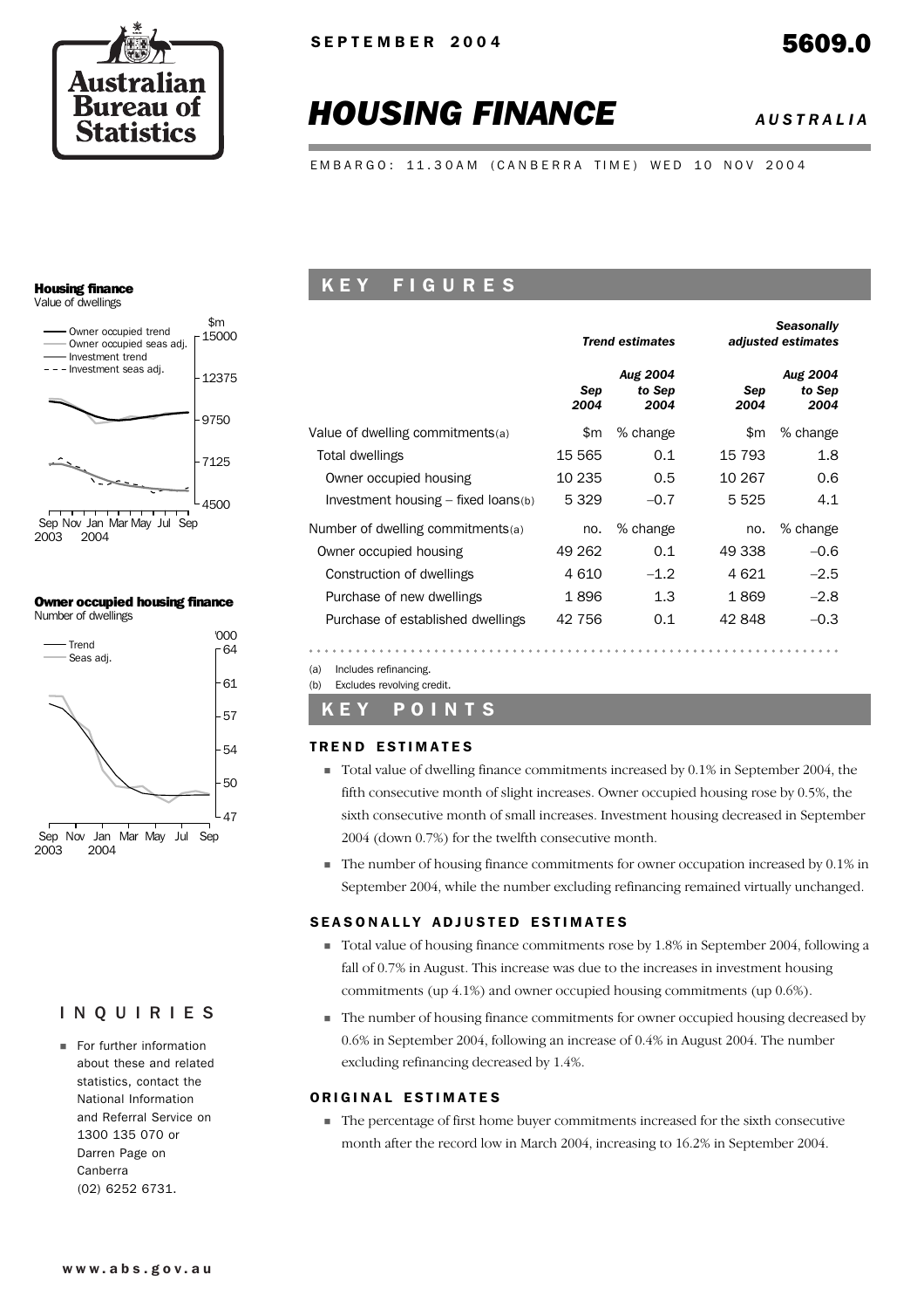SEPTEMBER 2004

5609.0

# HOUSING FINANCE

AUSTRALIA

EMBARGO: 11.30AM (CANBERRA TIME) WED 10 NOV 2004

**Housing finance**
Value of dwellings

**Owner occupied housing finance**
Number of dwellings

## KEY FIGURES

| | Trend estimates | | Seasonally adjusted estimates | |
|---|---|---|---|---|
| | *Sep 2004* | *Aug 2004 to Sep 2004* | *Sep 2004* | *Aug 2004 to Sep 2004* |
| Value of dwelling commitments(a) | $m | % change | $m | % change |
| Total dwellings | 15 565 | 0.1 | 15 793 | 1.8 |
| Owner occupied housing | 10 235 | 0.5 | 10 267 | 0.6 |
| Investment housing – fixed loans(b) | 5 329 | –0.7 | 5 525 | 4.1 |
| Number of dwelling commitments(a) | no. | % change | no. | % change |
| Owner occupied housing | 49 262 | 0.1 | 49 338 | –0.6 |
| Construction of dwellings | 4 610 | –1.2 | 4 621 | –2.5 |
| Purchase of new dwellings | 1 896 | 1.3 | 1 869 | –2.8 |
| Purchase of established dwellings | 42 756 | 0.1 | 42 848 | –0.3 |

(a) Includes refinancing.
(b) Excludes revolving credit.

## KEY POINTS

### TREND ESTIMATES

- Total value of dwelling finance commitments increased by 0.1% in September 2004, the fifth consecutive month of slight increases. Owner occupied housing rose by 0.5%, the sixth consecutive month of small increases. Investment housing decreased in September 2004 (down 0.7%) for the twelfth consecutive month.
- The number of housing finance commitments for owner occupation increased by 0.1% in September 2004, while the number excluding refinancing remained virtually unchanged.

### SEASONALLY ADJUSTED ESTIMATES

- Total value of housing finance commitments rose by 1.8% in September 2004, following a fall of 0.7% in August. This increase was due to the increases in investment housing commitments (up 4.1%) and owner occupied housing commitments (up 0.6%).
- The number of housing finance commitments for owner occupied housing decreased by 0.6% in September 2004, following an increase of 0.4% in August 2004. The number excluding refinancing decreased by 1.4%.

### ORIGINAL ESTIMATES

- The percentage of first home buyer commitments increased for the sixth consecutive month after the record low in March 2004, increasing to 16.2% in September 2004.

## INQUIRIES

- For further information about these and related statistics, contact the National Information and Referral Service on 1300 135 070 or Darren Page on Canberra (02) 6252 6731.

www.abs.gov.au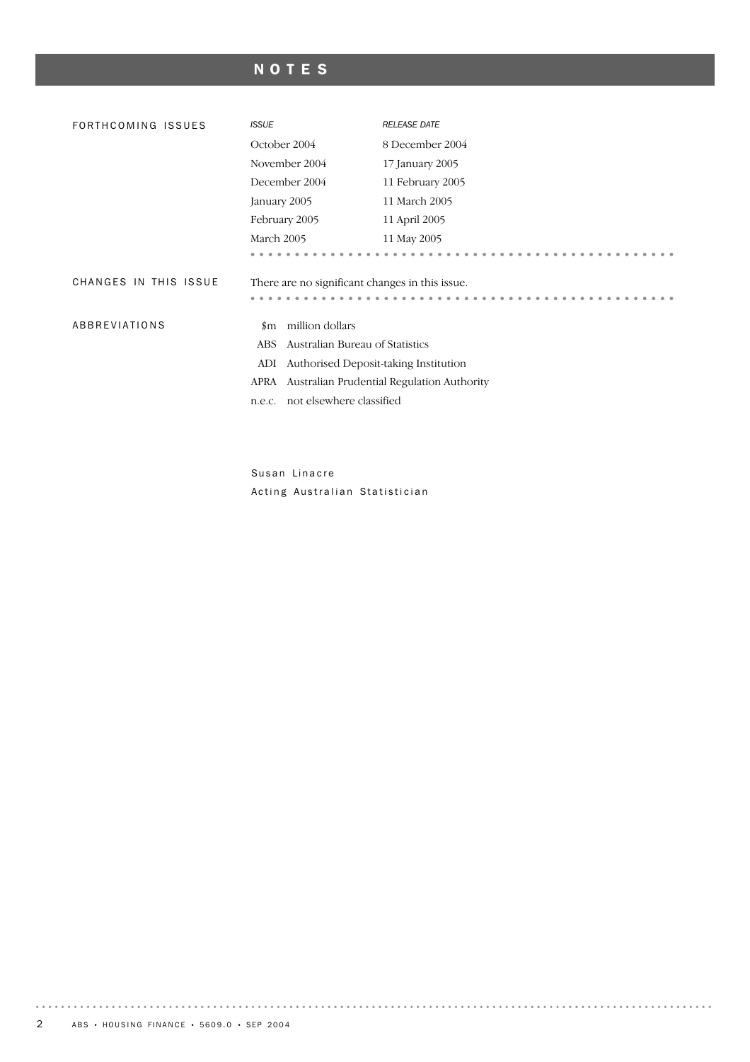# NOTES

## FORTHCOMING ISSUES

| *ISSUE* | *RELEASE DATE* |
|---|---|
| October 2004 | 8 December 2004 |
| November 2004 | 17 January 2005 |
| December 2004 | 11 February 2005 |
| January 2005 | 11 March 2005 |
| February 2005 | 11 April 2005 |
| March 2005 | 11 May 2005 |

## CHANGES IN THIS ISSUE

There are no significant changes in this issue.

## ABBREVIATIONS

| | |
|---|---|
| $m | million dollars |
| ABS | Australian Bureau of Statistics |
| ADI | Authorised Deposit-taking Institution |
| APRA | Australian Prudential Regulation Authority |
| n.e.c. | not elsewhere classified |

Susan Linacre
Acting Australian Statistician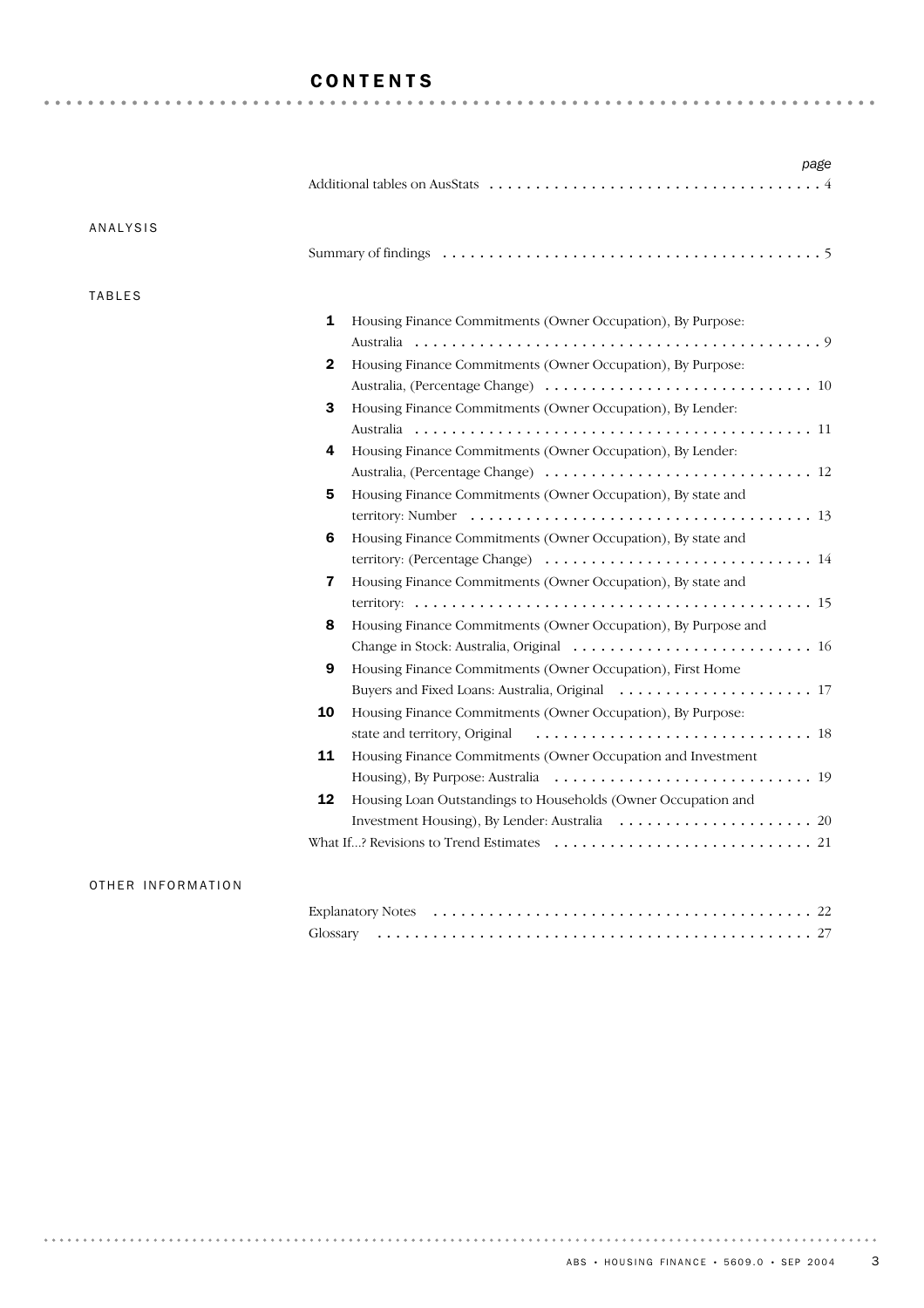# CONTENTS

| | page |
|---|---|
| Additional tables on AusStats | 4 |

## ANALYSIS

| | page |
|---|---|
| Summary of findings | 5 |

## TABLES

| | | page |
|---|---|---|
| **1** | Housing Finance Commitments (Owner Occupation), By Purpose: Australia | 9 |
| **2** | Housing Finance Commitments (Owner Occupation), By Purpose: Australia, (Percentage Change) | 10 |
| **3** | Housing Finance Commitments (Owner Occupation), By Lender: Australia | 11 |
| **4** | Housing Finance Commitments (Owner Occupation), By Lender: Australia, (Percentage Change) | 12 |
| **5** | Housing Finance Commitments (Owner Occupation), By state and territory: Number | 13 |
| **6** | Housing Finance Commitments (Owner Occupation), By state and territory: (Percentage Change) | 14 |
| **7** | Housing Finance Commitments (Owner Occupation), By state and territory: | 15 |
| **8** | Housing Finance Commitments (Owner Occupation), By Purpose and Change in Stock: Australia, Original | 16 |
| **9** | Housing Finance Commitments (Owner Occupation), First Home Buyers and Fixed Loans: Australia, Original | 17 |
| **10** | Housing Finance Commitments (Owner Occupation), By Purpose: state and territory, Original | 18 |
| **11** | Housing Finance Commitments (Owner Occupation and Investment Housing), By Purpose: Australia | 19 |
| **12** | Housing Loan Outstandings to Households (Owner Occupation and Investment Housing), By Lender: Australia | 20 |
| | What If...? Revisions to Trend Estimates | 21 |

## OTHER INFORMATION

| | page |
|---|---|
| Explanatory Notes | 22 |
| Glossary | 27 |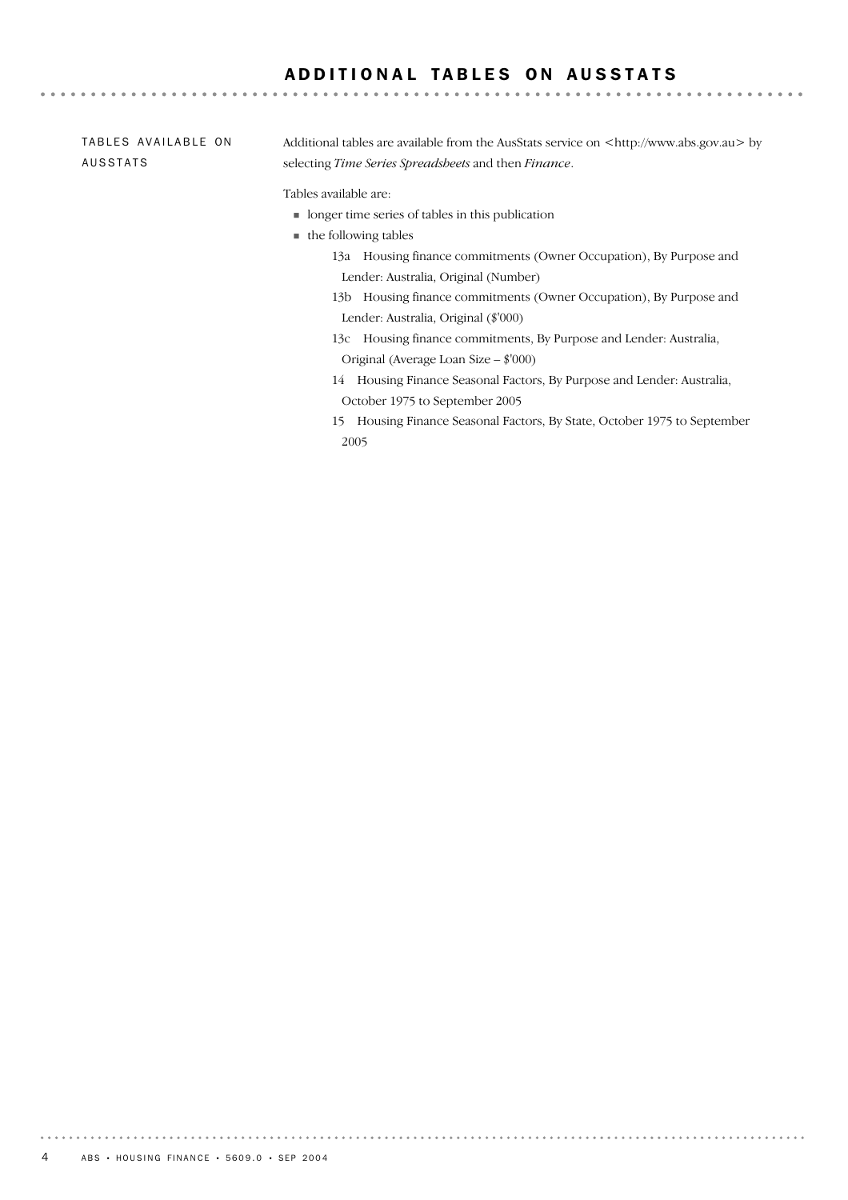# ADDITIONAL TABLES ON AUSSTATS

## TABLES AVAILABLE ON AUSSTATS

Additional tables are available from the AusStats service on <http://www.abs.gov.au> by selecting *Time Series Spreadsheets* and then *Finance*.

Tables available are:

- longer time series of tables in this publication
- the following tables
  - 13a Housing finance commitments (Owner Occupation), By Purpose and Lender: Australia, Original (Number)
  - 13b Housing finance commitments (Owner Occupation), By Purpose and Lender: Australia, Original ($'000)
  - 13c Housing finance commitments, By Purpose and Lender: Australia, Original (Average Loan Size – $'000)
  - 14 Housing Finance Seasonal Factors, By Purpose and Lender: Australia, October 1975 to September 2005
  - 15 Housing Finance Seasonal Factors, By State, October 1975 to September 2005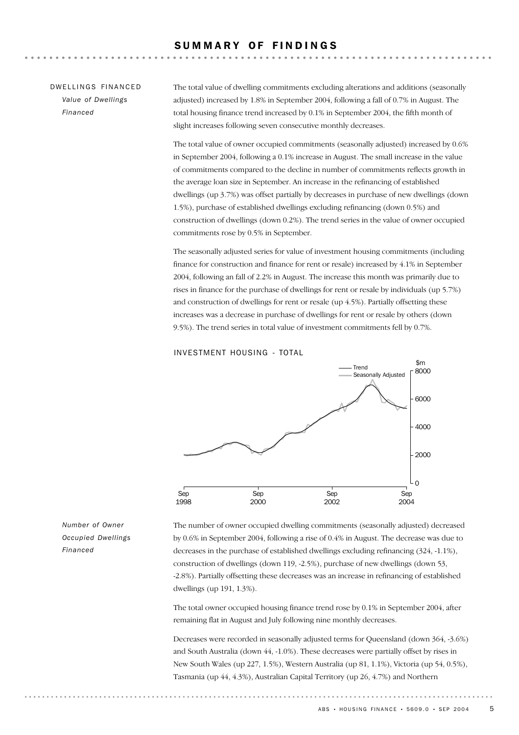# SUMMARY OF FINDINGS

## DWELLINGS FINANCED

### *Value of Dwellings Financed*

The total value of dwelling commitments excluding alterations and additions (seasonally adjusted) increased by 1.8% in September 2004, following a fall of 0.7% in August. The total housing finance trend increased by 0.1% in September 2004, the fifth month of slight increases following seven consecutive monthly decreases.

The total value of owner occupied commitments (seasonally adjusted) increased by 0.6% in September 2004, following a 0.1% increase in August. The small increase in the value of commitments compared to the decline in number of commitments reflects growth in the average loan size in September. An increase in the refinancing of established dwellings (up 3.7%) was offset partially by decreases in purchase of new dwellings (down 1.5%), purchase of established dwellings excluding refinancing (down 0.5%) and construction of dwellings (down 0.2%). The trend series in the value of owner occupied commitments rose by 0.5% in September.

The seasonally adjusted series for value of investment housing commitments (including finance for construction and finance for rent or resale) increased by 4.1% in September 2004, following an fall of 2.2% in August. The increase this month was primarily due to rises in finance for the purchase of dwellings for rent or resale by individuals (up 5.7%) and construction of dwellings for rent or resale (up 4.5%). Partially offsetting these increases was a decrease in purchase of dwellings for rent or resale by others (down 9.5%). The trend series in total value of investment commitments fell by 0.7%.

INVESTMENT HOUSING - TOTAL

### *Number of Owner Occupied Dwellings Financed*

The number of owner occupied dwelling commitments (seasonally adjusted) decreased by 0.6% in September 2004, following a rise of 0.4% in August. The decrease was due to decreases in the purchase of established dwellings excluding refinancing (324, -1.1%), construction of dwellings (down 119, -2.5%), purchase of new dwellings (down 53, -2.8%). Partially offsetting these decreases was an increase in refinancing of established dwellings (up 191, 1.3%).

The total owner occupied housing finance trend rose by 0.1% in September 2004, after remaining flat in August and July following nine monthly decreases.

Decreases were recorded in seasonally adjusted terms for Queensland (down 364, -3.6%) and South Australia (down 44, -1.0%). These decreases were partially offset by rises in New South Wales (up 227, 1.5%), Western Australia (up 81, 1.1%), Victoria (up 54, 0.5%), Tasmania (up 44, 4.3%), Australian Capital Territory (up 26, 4.7%) and Northern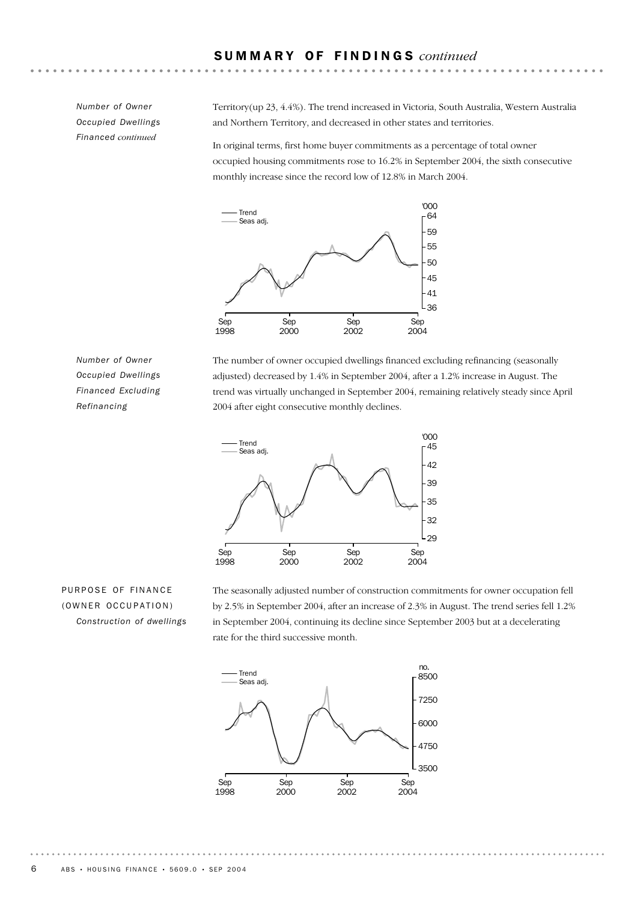## SUMMARY OF FINDINGS *continued*

*Number of Owner Occupied Dwellings Financed continued*

Territory(up 23, 4.4%). The trend increased in Victoria, South Australia, Western Australia and Northern Territory, and decreased in other states and territories.

In original terms, first home buyer commitments as a percentage of total owner occupied housing commitments rose to 16.2% in September 2004, the sixth consecutive monthly increase since the record low of 12.8% in March 2004.

*Number of Owner Occupied Dwellings Financed Excluding Refinancing*

The number of owner occupied dwellings financed excluding refinancing (seasonally adjusted) decreased by 1.4% in September 2004, after a 1.2% increase in August. The trend was virtually unchanged in September 2004, remaining relatively steady since April 2004 after eight consecutive monthly declines.

### PURPOSE OF FINANCE (OWNER OCCUPATION)

*Construction of dwellings*

The seasonally adjusted number of construction commitments for owner occupation fell by 2.5% in September 2004, after an increase of 2.3% in August. The trend series fell 1.2% in September 2004, continuing its decline since September 2003 but at a decelerating rate for the third successive month.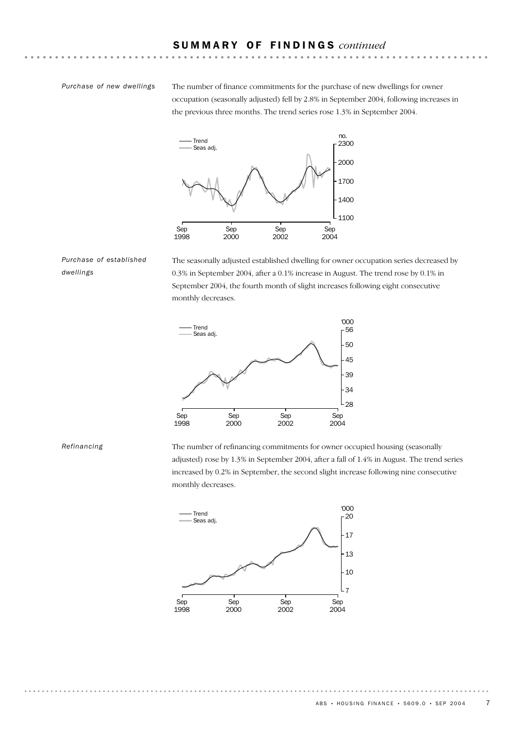## SUMMARY OF FINDINGS *continued*

*Purchase of new dwellings*

The number of finance commitments for the purchase of new dwellings for owner occupation (seasonally adjusted) fell by 2.8% in September 2004, following increases in the previous three months. The trend series rose 1.3% in September 2004.

*Purchase of established dwellings*

The seasonally adjusted established dwelling for owner occupation series decreased by 0.3% in September 2004, after a 0.1% increase in August. The trend rose by 0.1% in September 2004, the fourth month of slight increases following eight consecutive monthly decreases.

*Refinancing*

The number of refinancing commitments for owner occupied housing (seasonally adjusted) rose by 1.3% in September 2004, after a fall of 1.4% in August. The trend series increased by 0.2% in September, the second slight increase following nine consecutive monthly decreases.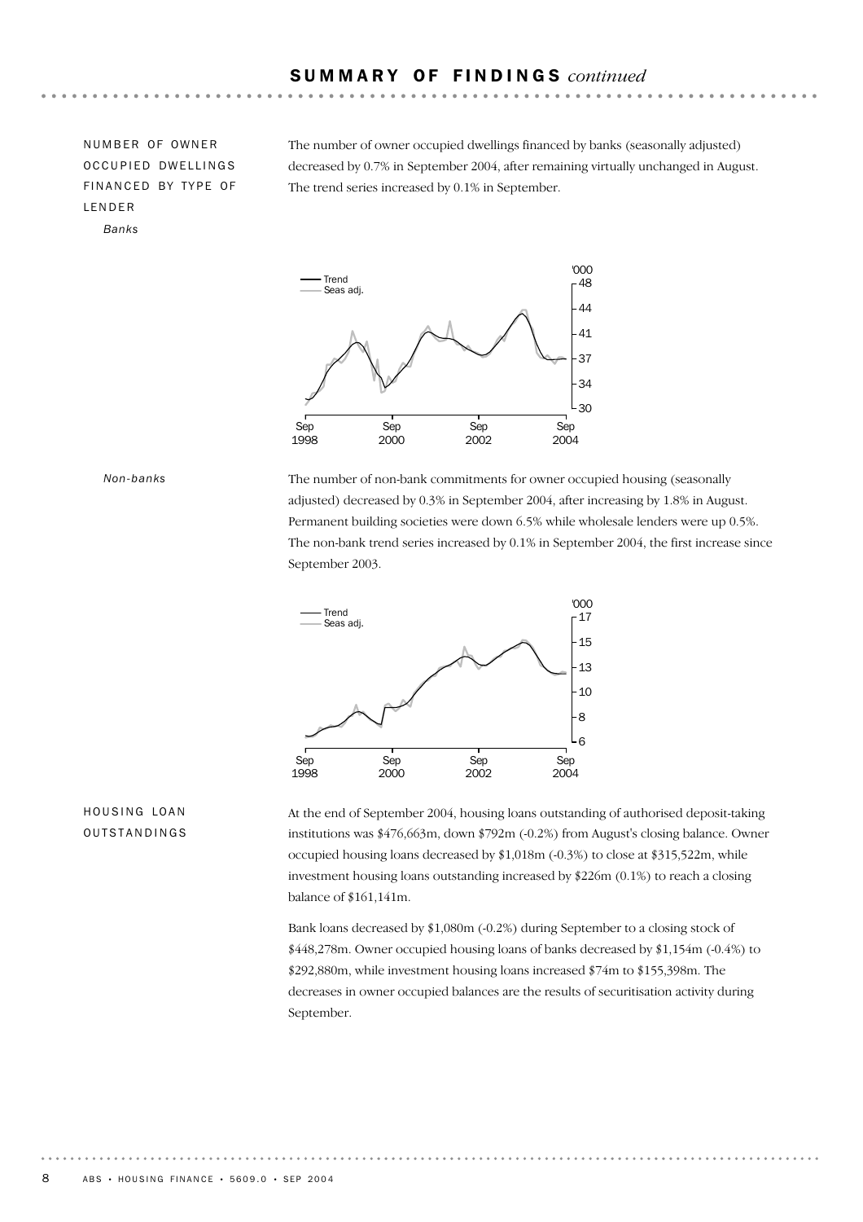## SUMMARY OF FINDINGS *continued*

### NUMBER OF OWNER OCCUPIED DWELLINGS FINANCED BY TYPE OF LENDER

*Banks*

The number of owner occupied dwellings financed by banks (seasonally adjusted) decreased by 0.7% in September 2004, after remaining virtually unchanged in August. The trend series increased by 0.1% in September.

*Non-banks*

The number of non-bank commitments for owner occupied housing (seasonally adjusted) decreased by 0.3% in September 2004, after increasing by 1.8% in August. Permanent building societies were down 6.5% while wholesale lenders were up 0.5%. The non-bank trend series increased by 0.1% in September 2004, the first increase since September 2003.

### HOUSING LOAN OUTSTANDINGS

At the end of September 2004, housing loans outstanding of authorised deposit-taking institutions was $476,663m, down $792m (-0.2%) from August's closing balance. Owner occupied housing loans decreased by $1,018m (-0.3%) to close at $315,522m, while investment housing loans outstanding increased by $226m (0.1%) to reach a closing balance of $161,141m.

Bank loans decreased by $1,080m (-0.2%) during September to a closing stock of $448,278m. Owner occupied housing loans of banks decreased by $1,154m (-0.4%) to $292,880m, while investment housing loans increased $74m to $155,398m. The decreases in owner occupied balances are the results of securitisation activity during September.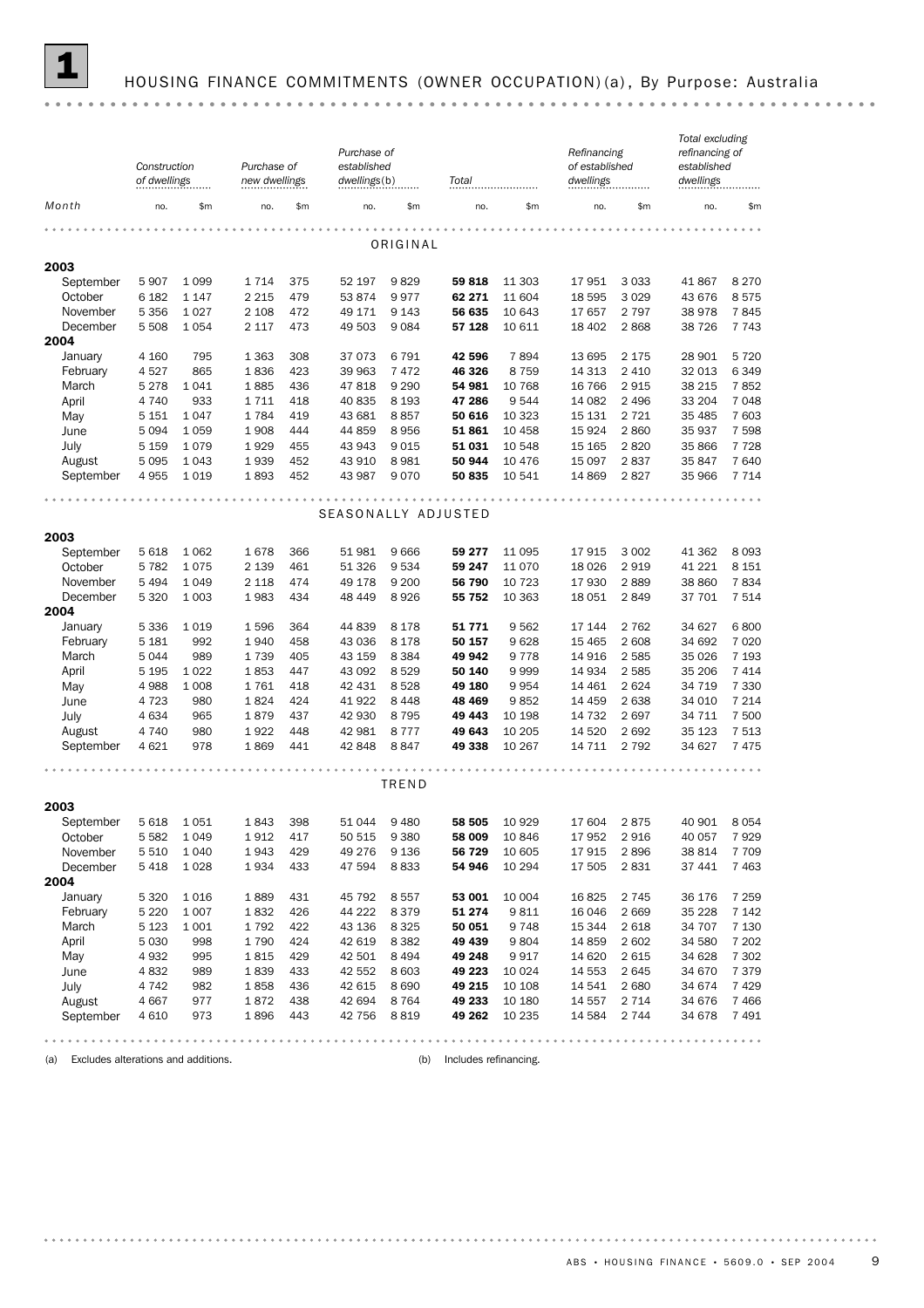# 1 HOUSING FINANCE COMMITMENTS (OWNER OCCUPATION)(a), By Purpose: Australia

| Month | Construction of dwellings | | Purchase of new dwellings | | Purchase of established dwellings(b) | | Total | | Refinancing of established dwellings | | Total excluding refinancing of established dwellings | |
|---|---|---|---|---|---|---|---|---|---|---|---|---|
| | no. | $m | no. | $m | no. | $m | no. | $m | no. | $m | no. | $m |
| **ORIGINAL** | | | | | | | | | | | | |
| **2003** | | | | | | | | | | | | |
| September | 5 907 | 1 099 | 1 714 | 375 | 52 197 | 9 829 | **59 818** | 11 303 | 17 951 | 3 033 | 41 867 | 8 270 |
| October | 6 182 | 1 147 | 2 215 | 479 | 53 874 | 9 977 | **62 271** | 11 604 | 18 595 | 3 029 | 43 676 | 8 575 |
| November | 5 356 | 1 027 | 2 108 | 472 | 49 171 | 9 143 | **56 635** | 10 643 | 17 657 | 2 797 | 38 978 | 7 845 |
| December | 5 508 | 1 054 | 2 117 | 473 | 49 503 | 9 084 | **57 128** | 10 611 | 18 402 | 2 868 | 38 726 | 7 743 |
| **2004** | | | | | | | | | | | | |
| January | 4 160 | 795 | 1 363 | 308 | 37 073 | 6 791 | **42 596** | 7 894 | 13 695 | 2 175 | 28 901 | 5 720 |
| February | 4 527 | 865 | 1 836 | 423 | 39 963 | 7 472 | **46 326** | 8 759 | 14 313 | 2 410 | 32 013 | 6 349 |
| March | 5 278 | 1 041 | 1 885 | 436 | 47 818 | 9 290 | **54 981** | 10 768 | 16 766 | 2 915 | 38 215 | 7 852 |
| April | 4 740 | 933 | 1 711 | 418 | 40 835 | 8 193 | **47 286** | 9 544 | 14 082 | 2 496 | 33 204 | 7 048 |
| May | 5 151 | 1 047 | 1 784 | 419 | 43 681 | 8 857 | **50 616** | 10 323 | 15 131 | 2 721 | 35 485 | 7 603 |
| June | 5 094 | 1 059 | 1 908 | 444 | 44 859 | 8 956 | **51 861** | 10 458 | 15 924 | 2 860 | 35 937 | 7 598 |
| July | 5 159 | 1 079 | 1 929 | 455 | 43 943 | 9 015 | **51 031** | 10 548 | 15 165 | 2 820 | 35 866 | 7 728 |
| August | 5 095 | 1 043 | 1 939 | 452 | 43 910 | 8 981 | **50 944** | 10 476 | 15 097 | 2 837 | 35 847 | 7 640 |
| September | 4 955 | 1 019 | 1 893 | 452 | 43 987 | 9 070 | **50 835** | 10 541 | 14 869 | 2 827 | 35 966 | 7 714 |
| **SEASONALLY ADJUSTED** | | | | | | | | | | | | |
| **2003** | | | | | | | | | | | | |
| September | 5 618 | 1 062 | 1 678 | 366 | 51 981 | 9 666 | **59 277** | 11 095 | 17 915 | 3 002 | 41 362 | 8 093 |
| October | 5 782 | 1 075 | 2 139 | 461 | 51 326 | 9 534 | **59 247** | 11 070 | 18 026 | 2 919 | 41 221 | 8 151 |
| November | 5 494 | 1 049 | 2 118 | 474 | 49 178 | 9 200 | **56 790** | 10 723 | 17 930 | 2 889 | 38 860 | 7 834 |
| December | 5 320 | 1 003 | 1 983 | 434 | 48 449 | 8 926 | **55 752** | 10 363 | 18 051 | 2 849 | 37 701 | 7 514 |
| **2004** | | | | | | | | | | | | |
| January | 5 336 | 1 019 | 1 596 | 364 | 44 839 | 8 178 | **51 771** | 9 562 | 17 144 | 2 762 | 34 627 | 6 800 |
| February | 5 181 | 992 | 1 940 | 458 | 43 036 | 8 178 | **50 157** | 9 628 | 15 465 | 2 608 | 34 692 | 7 020 |
| March | 5 044 | 989 | 1 739 | 405 | 43 159 | 8 384 | **49 942** | 9 778 | 14 916 | 2 585 | 35 026 | 7 193 |
| April | 5 195 | 1 022 | 1 853 | 447 | 43 092 | 8 529 | **50 140** | 9 999 | 14 934 | 2 585 | 35 206 | 7 414 |
| May | 4 988 | 1 008 | 1 761 | 418 | 42 431 | 8 528 | **49 180** | 9 954 | 14 461 | 2 624 | 34 719 | 7 330 |
| June | 4 723 | 980 | 1 824 | 424 | 41 922 | 8 448 | **48 469** | 9 852 | 14 459 | 2 638 | 34 010 | 7 214 |
| July | 4 634 | 965 | 1 879 | 437 | 42 930 | 8 795 | **49 443** | 10 198 | 14 732 | 2 697 | 34 711 | 7 500 |
| August | 4 740 | 980 | 1 922 | 448 | 42 981 | 8 777 | **49 643** | 10 205 | 14 520 | 2 692 | 35 123 | 7 513 |
| September | 4 621 | 978 | 1 869 | 441 | 42 848 | 8 847 | **49 338** | 10 267 | 14 711 | 2 792 | 34 627 | 7 475 |
| **TREND** | | | | | | | | | | | | |
| **2003** | | | | | | | | | | | | |
| September | 5 618 | 1 051 | 1 843 | 398 | 51 044 | 9 480 | **58 505** | 10 929 | 17 604 | 2 875 | 40 901 | 8 054 |
| October | 5 582 | 1 049 | 1 912 | 417 | 50 515 | 9 380 | **58 009** | 10 846 | 17 952 | 2 916 | 40 057 | 7 929 |
| November | 5 510 | 1 040 | 1 943 | 429 | 49 276 | 9 136 | **56 729** | 10 605 | 17 915 | 2 896 | 38 814 | 7 709 |
| December | 5 418 | 1 028 | 1 934 | 433 | 47 594 | 8 833 | **54 946** | 10 294 | 17 505 | 2 831 | 37 441 | 7 463 |
| **2004** | | | | | | | | | | | | |
| January | 5 320 | 1 016 | 1 889 | 431 | 45 792 | 8 557 | **53 001** | 10 004 | 16 825 | 2 745 | 36 176 | 7 259 |
| February | 5 220 | 1 007 | 1 832 | 426 | 44 222 | 8 379 | **51 274** | 9 811 | 16 046 | 2 669 | 35 228 | 7 142 |
| March | 5 123 | 1 001 | 1 792 | 422 | 43 136 | 8 325 | **50 051** | 9 748 | 15 344 | 2 618 | 34 707 | 7 130 |
| April | 5 030 | 998 | 1 790 | 424 | 42 619 | 8 382 | **49 439** | 9 804 | 14 859 | 2 602 | 34 580 | 7 202 |
| May | 4 932 | 995 | 1 815 | 429 | 42 501 | 8 494 | **49 248** | 9 917 | 14 620 | 2 615 | 34 628 | 7 302 |
| June | 4 832 | 989 | 1 839 | 433 | 42 552 | 8 603 | **49 223** | 10 024 | 14 553 | 2 645 | 34 670 | 7 379 |
| July | 4 742 | 982 | 1 858 | 436 | 42 615 | 8 690 | **49 215** | 10 108 | 14 541 | 2 680 | 34 674 | 7 429 |
| August | 4 667 | 977 | 1 872 | 438 | 42 694 | 8 764 | **49 233** | 10 180 | 14 557 | 2 714 | 34 676 | 7 466 |
| September | 4 610 | 973 | 1 896 | 443 | 42 756 | 8 819 | **49 262** | 10 235 | 14 584 | 2 744 | 34 678 | 7 491 |

(a) Excludes alterations and additions.

(b) Includes refinancing.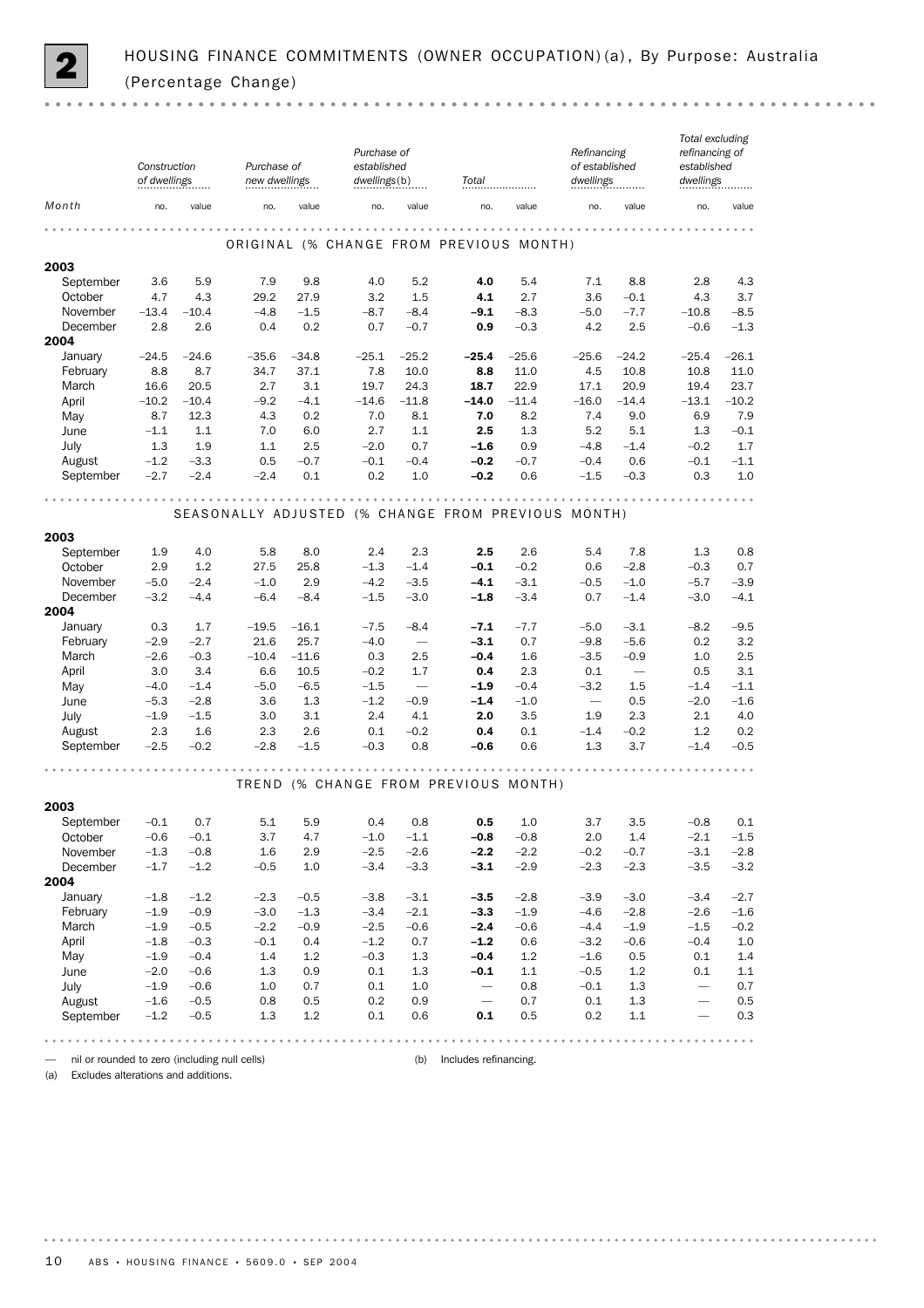**2** HOUSING FINANCE COMMITMENTS (OWNER OCCUPATION)(a), By Purpose: Australia (Percentage Change)

| Month | Construction of dwellings | | Purchase of new dwellings | | Purchase of established dwellings(b) | | Total | | Refinancing of established dwellings | | Total excluding refinancing of established dwellings | |
|---|---|---|---|---|---|---|---|---|---|---|---|---|
| | no. | value | no. | value | no. | value | no. | value | no. | value | no. | value |
| **ORIGINAL (% CHANGE FROM PREVIOUS MONTH)** | | | | | | | | | | | | |
| **2003** | | | | | | | | | | | | |
| September | 3.6 | 5.9 | 7.9 | 9.8 | 4.0 | 5.2 | **4.0** | 5.4 | 7.1 | 8.8 | 2.8 | 4.3 |
| October | 4.7 | 4.3 | 29.2 | 27.9 | 3.2 | 1.5 | **4.1** | 2.7 | 3.6 | –0.1 | 4.3 | 3.7 |
| November | –13.4 | –10.4 | –4.8 | –1.5 | –8.7 | –8.4 | **–9.1** | –8.3 | –5.0 | –7.7 | –10.8 | –8.5 |
| December | 2.8 | 2.6 | 0.4 | 0.2 | 0.7 | –0.7 | **0.9** | –0.3 | 4.2 | 2.5 | –0.6 | –1.3 |
| **2004** | | | | | | | | | | | | |
| January | –24.5 | –24.6 | –35.6 | –34.8 | –25.1 | –25.2 | **–25.4** | –25.6 | –25.6 | –24.2 | –25.4 | –26.1 |
| February | 8.8 | 8.7 | 34.7 | 37.1 | 7.8 | 10.0 | **8.8** | 11.0 | 4.5 | 10.8 | 10.8 | 11.0 |
| March | 16.6 | 20.5 | 2.7 | 3.1 | 19.7 | 24.3 | **18.7** | 22.9 | 17.1 | 20.9 | 19.4 | 23.7 |
| April | –10.2 | –10.4 | –9.2 | –4.1 | –14.6 | –11.8 | **–14.0** | –11.4 | –16.0 | –14.4 | –13.1 | –10.2 |
| May | 8.7 | 12.3 | 4.3 | 0.2 | 7.0 | 8.1 | **7.0** | 8.2 | 7.4 | 9.0 | 6.9 | 7.9 |
| June | –1.1 | 1.1 | 7.0 | 6.0 | 2.7 | 1.1 | **2.5** | 1.3 | 5.2 | 5.1 | 1.3 | –0.1 |
| July | 1.3 | 1.9 | 1.1 | 2.5 | –2.0 | 0.7 | **–1.6** | 0.9 | –4.8 | –1.4 | –0.2 | 1.7 |
| August | –1.2 | –3.3 | 0.5 | –0.7 | –0.1 | –0.4 | **–0.2** | –0.7 | –0.4 | 0.6 | –0.1 | –1.1 |
| September | –2.7 | –2.4 | –2.4 | 0.1 | 0.2 | 1.0 | **–0.2** | 0.6 | –1.5 | –0.3 | 0.3 | 1.0 |
| **SEASONALLY ADJUSTED (% CHANGE FROM PREVIOUS MONTH)** | | | | | | | | | | | | |
| **2003** | | | | | | | | | | | | |
| September | 1.9 | 4.0 | 5.8 | 8.0 | 2.4 | 2.3 | **2.5** | 2.6 | 5.4 | 7.8 | 1.3 | 0.8 |
| October | 2.9 | 1.2 | 27.5 | 25.8 | –1.3 | –1.4 | **–0.1** | –0.2 | 0.6 | –2.8 | –0.3 | 0.7 |
| November | –5.0 | –2.4 | –1.0 | 2.9 | –4.2 | –3.5 | **–4.1** | –3.1 | –0.5 | –1.0 | –5.7 | –3.9 |
| December | –3.2 | –4.4 | –6.4 | –8.4 | –1.5 | –3.0 | **–1.8** | –3.4 | 0.7 | –1.4 | –3.0 | –4.1 |
| **2004** | | | | | | | | | | | | |
| January | 0.3 | 1.7 | –19.5 | –16.1 | –7.5 | –8.4 | **–7.1** | –7.7 | –5.0 | –3.1 | –8.2 | –9.5 |
| February | –2.9 | –2.7 | 21.6 | 25.7 | –4.0 | — | **–3.1** | 0.7 | –9.8 | –5.6 | 0.2 | 3.2 |
| March | –2.6 | –0.3 | –10.4 | –11.6 | 0.3 | 2.5 | **–0.4** | 1.6 | –3.5 | –0.9 | 1.0 | 2.5 |
| April | 3.0 | 3.4 | 6.6 | 10.5 | –0.2 | 1.7 | **0.4** | 2.3 | 0.1 | — | 0.5 | 3.1 |
| May | –4.0 | –1.4 | –5.0 | –6.5 | –1.5 | — | **–1.9** | –0.4 | –3.2 | 1.5 | –1.4 | –1.1 |
| June | –5.3 | –2.8 | 3.6 | 1.3 | –1.2 | –0.9 | **–1.4** | –1.0 | — | 0.5 | –2.0 | –1.6 |
| July | –1.9 | –1.5 | 3.0 | 3.1 | 2.4 | 4.1 | **2.0** | 3.5 | 1.9 | 2.3 | 2.1 | 4.0 |
| August | 2.3 | 1.6 | 2.3 | 2.6 | 0.1 | –0.2 | **0.4** | 0.1 | –1.4 | –0.2 | 1.2 | 0.2 |
| September | –2.5 | –0.2 | –2.8 | –1.5 | –0.3 | 0.8 | **–0.6** | 0.6 | 1.3 | 3.7 | –1.4 | –0.5 |
| **TREND (% CHANGE FROM PREVIOUS MONTH)** | | | | | | | | | | | | |
| **2003** | | | | | | | | | | | | |
| September | –0.1 | 0.7 | 5.1 | 5.9 | 0.4 | 0.8 | **0.5** | 1.0 | 3.7 | 3.5 | –0.8 | 0.1 |
| October | –0.6 | –0.1 | 3.7 | 4.7 | –1.0 | –1.1 | **–0.8** | –0.8 | 2.0 | 1.4 | –2.1 | –1.5 |
| November | –1.3 | –0.8 | 1.6 | 2.9 | –2.5 | –2.6 | **–2.2** | –2.2 | –0.2 | –0.7 | –3.1 | –2.8 |
| December | –1.7 | –1.2 | –0.5 | 1.0 | –3.4 | –3.3 | **–3.1** | –2.9 | –2.3 | –2.3 | –3.5 | –3.2 |
| **2004** | | | | | | | | | | | | |
| January | –1.8 | –1.2 | –2.3 | –0.5 | –3.8 | –3.1 | **–3.5** | –2.8 | –3.9 | –3.0 | –3.4 | –2.7 |
| February | –1.9 | –0.9 | –3.0 | –1.3 | –3.4 | –2.1 | **–3.3** | –1.9 | –4.6 | –2.8 | –2.6 | –1.6 |
| March | –1.9 | –0.5 | –2.2 | –0.9 | –2.5 | –0.6 | **–2.4** | –0.6 | –4.4 | –1.9 | –1.5 | –0.2 |
| April | –1.8 | –0.3 | –0.1 | 0.4 | –1.2 | 0.7 | **–1.2** | 0.6 | –3.2 | –0.6 | –0.4 | 1.0 |
| May | –1.9 | –0.4 | 1.4 | 1.2 | –0.3 | 1.3 | **–0.4** | 1.2 | –1.6 | 0.5 | 0.1 | 1.4 |
| June | –2.0 | –0.6 | 1.3 | 0.9 | 0.1 | 1.3 | **–0.1** | 1.1 | –0.5 | 1.2 | 0.1 | 1.1 |
| July | –1.9 | –0.6 | 1.0 | 0.7 | 0.1 | 1.0 | — | 0.8 | –0.1 | 1.3 | — | 0.7 |
| August | –1.6 | –0.5 | 0.8 | 0.5 | 0.2 | 0.9 | — | 0.7 | 0.1 | 1.3 | — | 0.5 |
| September | –1.2 | –0.5 | 1.3 | 1.2 | 0.1 | 0.6 | **0.1** | 0.5 | 0.2 | 1.1 | — | 0.3 |

— nil or rounded to zero (including null cells)

(a) Excludes alterations and additions.

(b) Includes refinancing.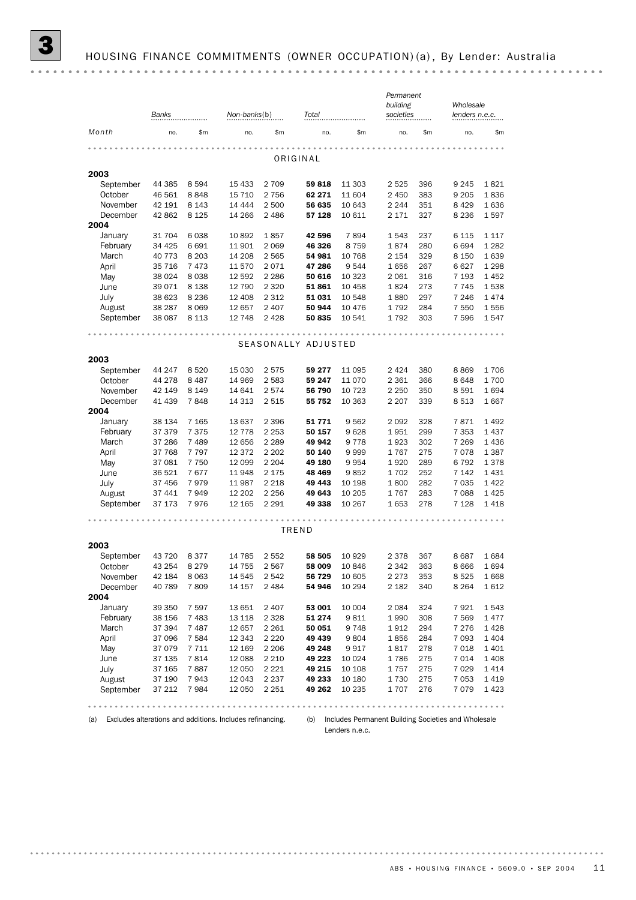# 3 HOUSING FINANCE COMMITMENTS (OWNER OCCUPATION)(a), By Lender: Australia

| Month | Banks | | Non-banks(b) | | Total | | Permanent building societies | | Wholesale lenders n.e.c. | |
|---|---|---|---|---|---|---|---|---|---|---|
| | no. | $m | no. | $m | no. | $m | no. | $m | no. | $m |
| **ORIGINAL** | | | | | | | | | | |
| **2003** | | | | | | | | | | |
| September | 44 385 | 8 594 | 15 433 | 2 709 | **59 818** | 11 303 | 2 525 | 396 | 9 245 | 1 821 |
| October | 46 561 | 8 848 | 15 710 | 2 756 | **62 271** | 11 604 | 2 450 | 383 | 9 205 | 1 836 |
| November | 42 191 | 8 143 | 14 444 | 2 500 | **56 635** | 10 643 | 2 244 | 351 | 8 429 | 1 636 |
| December | 42 862 | 8 125 | 14 266 | 2 486 | **57 128** | 10 611 | 2 171 | 327 | 8 236 | 1 597 |
| **2004** | | | | | | | | | | |
| January | 31 704 | 6 038 | 10 892 | 1 857 | **42 596** | 7 894 | 1 543 | 237 | 6 115 | 1 117 |
| February | 34 425 | 6 691 | 11 901 | 2 069 | **46 326** | 8 759 | 1 874 | 280 | 6 694 | 1 282 |
| March | 40 773 | 8 203 | 14 208 | 2 565 | **54 981** | 10 768 | 2 154 | 329 | 8 150 | 1 639 |
| April | 35 716 | 7 473 | 11 570 | 2 071 | **47 286** | 9 544 | 1 656 | 267 | 6 627 | 1 298 |
| May | 38 024 | 8 038 | 12 592 | 2 286 | **50 616** | 10 323 | 2 061 | 316 | 7 193 | 1 452 |
| June | 39 071 | 8 138 | 12 790 | 2 320 | **51 861** | 10 458 | 1 824 | 273 | 7 745 | 1 538 |
| July | 38 623 | 8 236 | 12 408 | 2 312 | **51 031** | 10 548 | 1 880 | 297 | 7 246 | 1 474 |
| August | 38 287 | 8 069 | 12 657 | 2 407 | **50 944** | 10 476 | 1 792 | 284 | 7 550 | 1 556 |
| September | 38 087 | 8 113 | 12 748 | 2 428 | **50 835** | 10 541 | 1 792 | 303 | 7 596 | 1 547 |
| **SEASONALLY ADJUSTED** | | | | | | | | | | |
| **2003** | | | | | | | | | | |
| September | 44 247 | 8 520 | 15 030 | 2 575 | **59 277** | 11 095 | 2 424 | 380 | 8 869 | 1 706 |
| October | 44 278 | 8 487 | 14 969 | 2 583 | **59 247** | 11 070 | 2 361 | 366 | 8 648 | 1 700 |
| November | 42 149 | 8 149 | 14 641 | 2 574 | **56 790** | 10 723 | 2 250 | 350 | 8 591 | 1 694 |
| December | 41 439 | 7 848 | 14 313 | 2 515 | **55 752** | 10 363 | 2 207 | 339 | 8 513 | 1 667 |
| **2004** | | | | | | | | | | |
| January | 38 134 | 7 165 | 13 637 | 2 396 | **51 771** | 9 562 | 2 092 | 328 | 7 871 | 1 492 |
| February | 37 379 | 7 375 | 12 778 | 2 253 | **50 157** | 9 628 | 1 951 | 299 | 7 353 | 1 437 |
| March | 37 286 | 7 489 | 12 656 | 2 289 | **49 942** | 9 778 | 1 923 | 302 | 7 269 | 1 436 |
| April | 37 768 | 7 797 | 12 372 | 2 202 | **50 140** | 9 999 | 1 767 | 275 | 7 078 | 1 387 |
| May | 37 081 | 7 750 | 12 099 | 2 204 | **49 180** | 9 954 | 1 920 | 289 | 6 792 | 1 378 |
| June | 36 521 | 7 677 | 11 948 | 2 175 | **48 469** | 9 852 | 1 702 | 252 | 7 142 | 1 431 |
| July | 37 456 | 7 979 | 11 987 | 2 218 | **49 443** | 10 198 | 1 800 | 282 | 7 035 | 1 422 |
| August | 37 441 | 7 949 | 12 202 | 2 256 | **49 643** | 10 205 | 1 767 | 283 | 7 088 | 1 425 |
| September | 37 173 | 7 976 | 12 165 | 2 291 | **49 338** | 10 267 | 1 653 | 278 | 7 128 | 1 418 |
| **TREND** | | | | | | | | | | |
| **2003** | | | | | | | | | | |
| September | 43 720 | 8 377 | 14 785 | 2 552 | **58 505** | 10 929 | 2 378 | 367 | 8 687 | 1 684 |
| October | 43 254 | 8 279 | 14 755 | 2 567 | **58 009** | 10 846 | 2 342 | 363 | 8 666 | 1 694 |
| November | 42 184 | 8 063 | 14 545 | 2 542 | **56 729** | 10 605 | 2 273 | 353 | 8 525 | 1 668 |
| December | 40 789 | 7 809 | 14 157 | 2 484 | **54 946** | 10 294 | 2 182 | 340 | 8 264 | 1 612 |
| **2004** | | | | | | | | | | |
| January | 39 350 | 7 597 | 13 651 | 2 407 | **53 001** | 10 004 | 2 084 | 324 | 7 921 | 1 543 |
| February | 38 156 | 7 483 | 13 118 | 2 328 | **51 274** | 9 811 | 1 990 | 308 | 7 569 | 1 477 |
| March | 37 394 | 7 487 | 12 657 | 2 261 | **50 051** | 9 748 | 1 912 | 294 | 7 276 | 1 428 |
| April | 37 096 | 7 584 | 12 343 | 2 220 | **49 439** | 9 804 | 1 856 | 284 | 7 093 | 1 404 |
| May | 37 079 | 7 711 | 12 169 | 2 206 | **49 248** | 9 917 | 1 817 | 278 | 7 018 | 1 401 |
| June | 37 135 | 7 814 | 12 088 | 2 210 | **49 223** | 10 024 | 1 786 | 275 | 7 014 | 1 408 |
| July | 37 165 | 7 887 | 12 050 | 2 221 | **49 215** | 10 108 | 1 757 | 275 | 7 029 | 1 414 |
| August | 37 190 | 7 943 | 12 043 | 2 237 | **49 233** | 10 180 | 1 730 | 275 | 7 053 | 1 419 |
| September | 37 212 | 7 984 | 12 050 | 2 251 | **49 262** | 10 235 | 1 707 | 276 | 7 079 | 1 423 |

(a) Excludes alterations and additions. Includes refinancing.

(b) Includes Permanent Building Societies and Wholesale Lenders n.e.c.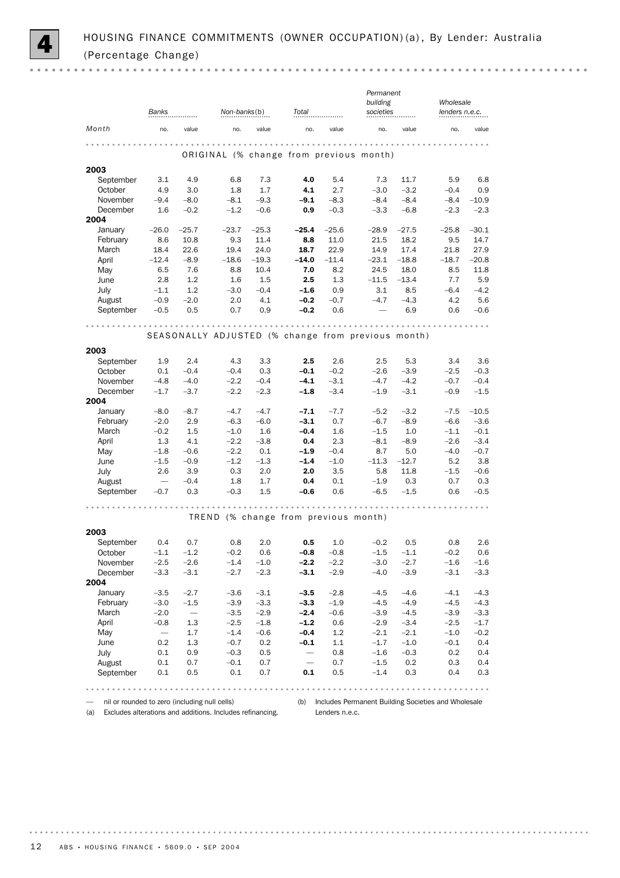# 4 HOUSING FINANCE COMMITMENTS (OWNER OCCUPATION)(a), By Lender: Australia (Percentage Change)

| Month | Banks | | Non-banks(b) | | Total | | Permanent building societies | | Wholesale lenders n.e.c. | |
|---|---|---|---|---|---|---|---|---|---|---|
| | no. | value | no. | value | no. | value | no. | value | no. | value |
| **ORIGINAL (% change from previous month)** | | | | | | | | | | |
| **2003** | | | | | | | | | | |
| September | 3.1 | 4.9 | 6.8 | 7.3 | **4.0** | 5.4 | 7.3 | 11.7 | 5.9 | 6.8 |
| October | 4.9 | 3.0 | 1.8 | 1.7 | **4.1** | 2.7 | −3.0 | −3.2 | −0.4 | 0.9 |
| November | −9.4 | −8.0 | −8.1 | −9.3 | **−9.1** | −8.3 | −8.4 | −8.4 | −8.4 | −10.9 |
| December | 1.6 | −0.2 | −1.2 | −0.6 | **0.9** | −0.3 | −3.3 | −6.8 | −2.3 | −2.3 |
| **2004** | | | | | | | | | | |
| January | −26.0 | −25.7 | −23.7 | −25.3 | **−25.4** | −25.6 | −28.9 | −27.5 | −25.8 | −30.1 |
| February | 8.6 | 10.8 | 9.3 | 11.4 | **8.8** | 11.0 | 21.5 | 18.2 | 9.5 | 14.7 |
| March | 18.4 | 22.6 | 19.4 | 24.0 | **18.7** | 22.9 | 14.9 | 17.4 | 21.8 | 27.9 |
| April | −12.4 | −8.9 | −18.6 | −19.3 | **−14.0** | −11.4 | −23.1 | −18.8 | −18.7 | −20.8 |
| May | 6.5 | 7.6 | 8.8 | 10.4 | **7.0** | 8.2 | 24.5 | 18.0 | 8.5 | 11.8 |
| June | 2.8 | 1.2 | 1.6 | 1.5 | **2.5** | 1.3 | −11.5 | −13.4 | 7.7 | 5.9 |
| July | −1.1 | 1.2 | −3.0 | −0.4 | **−1.6** | 0.9 | 3.1 | 8.5 | −6.4 | −4.2 |
| August | −0.9 | −2.0 | 2.0 | 4.1 | **−0.2** | −0.7 | −4.7 | −4.3 | 4.2 | 5.6 |
| September | −0.5 | 0.5 | 0.7 | 0.9 | **−0.2** | 0.6 | — | 6.9 | 0.6 | −0.6 |
| **SEASONALLY ADJUSTED (% change from previous month)** | | | | | | | | | | |
| **2003** | | | | | | | | | | |
| September | 1.9 | 2.4 | 4.3 | 3.3 | **2.5** | 2.6 | 2.5 | 5.3 | 3.4 | 3.6 |
| October | 0.1 | −0.4 | −0.4 | 0.3 | **−0.1** | −0.2 | −2.6 | −3.9 | −2.5 | −0.3 |
| November | −4.8 | −4.0 | −2.2 | −0.4 | **−4.1** | −3.1 | −4.7 | −4.2 | −0.7 | −0.4 |
| December | −1.7 | −3.7 | −2.2 | −2.3 | **−1.8** | −3.4 | −1.9 | −3.1 | −0.9 | −1.5 |
| **2004** | | | | | | | | | | |
| January | −8.0 | −8.7 | −4.7 | −4.7 | **−7.1** | −7.7 | −5.2 | −3.2 | −7.5 | −10.5 |
| February | −2.0 | 2.9 | −6.3 | −6.0 | **−3.1** | 0.7 | −6.7 | −8.9 | −6.6 | −3.6 |
| March | −0.2 | 1.5 | −1.0 | 1.6 | **−0.4** | 1.6 | −1.5 | 1.0 | −1.1 | −0.1 |
| April | 1.3 | 4.1 | −2.2 | −3.8 | **0.4** | 2.3 | −8.1 | −8.9 | −2.6 | −3.4 |
| May | −1.8 | −0.6 | −2.2 | 0.1 | **−1.9** | −0.4 | 8.7 | 5.0 | −4.0 | −0.7 |
| June | −1.5 | −0.9 | −1.2 | −1.3 | **−1.4** | −1.0 | −11.3 | −12.7 | 5.2 | 3.8 |
| July | 2.6 | 3.9 | 0.3 | 2.0 | **2.0** | 3.5 | 5.8 | 11.8 | −1.5 | −0.6 |
| August | — | −0.4 | 1.8 | 1.7 | **0.4** | 0.1 | −1.9 | 0.3 | 0.7 | 0.3 |
| September | −0.7 | 0.3 | −0.3 | 1.5 | **−0.6** | 0.6 | −6.5 | −1.5 | 0.6 | −0.5 |
| **TREND (% change from previous month)** | | | | | | | | | | |
| **2003** | | | | | | | | | | |
| September | 0.4 | 0.7 | 0.8 | 2.0 | **0.5** | 1.0 | −0.2 | 0.5 | 0.8 | 2.6 |
| October | −1.1 | −1.2 | −0.2 | 0.6 | **−0.8** | −0.8 | −1.5 | −1.1 | −0.2 | 0.6 |
| November | −2.5 | −2.6 | −1.4 | −1.0 | **−2.2** | −2.2 | −3.0 | −2.7 | −1.6 | −1.6 |
| December | −3.3 | −3.1 | −2.7 | −2.3 | **−3.1** | −2.9 | −4.0 | −3.9 | −3.1 | −3.3 |
| **2004** | | | | | | | | | | |
| January | −3.5 | −2.7 | −3.6 | −3.1 | **−3.5** | −2.8 | −4.5 | −4.6 | −4.1 | −4.3 |
| February | −3.0 | −1.5 | −3.9 | −3.3 | **−3.3** | −1.9 | −4.5 | −4.9 | −4.5 | −4.3 |
| March | −2.0 | — | −3.5 | −2.9 | **−2.4** | −0.6 | −3.9 | −4.5 | −3.9 | −3.3 |
| April | −0.8 | 1.3 | −2.5 | −1.8 | **−1.2** | 0.6 | −2.9 | −3.4 | −2.5 | −1.7 |
| May | — | 1.7 | −1.4 | −0.6 | **−0.4** | 1.2 | −2.1 | −2.1 | −1.0 | −0.2 |
| June | 0.2 | 1.3 | −0.7 | 0.2 | **−0.1** | 1.1 | −1.7 | −1.0 | −0.1 | 0.4 |
| July | 0.1 | 0.9 | −0.3 | 0.5 | **—** | 0.8 | −1.6 | −0.3 | 0.2 | 0.4 |
| August | 0.1 | 0.7 | −0.1 | 0.7 | **—** | 0.7 | −1.5 | 0.2 | 0.3 | 0.4 |
| September | 0.1 | 0.5 | 0.1 | 0.7 | **0.1** | 0.5 | −1.4 | 0.3 | 0.4 | 0.3 |

— nil or rounded to zero (including null cells)

(a) Excludes alterations and additions. Includes refinancing.

(b) Includes Permanent Building Societies and Wholesale Lenders n.e.c.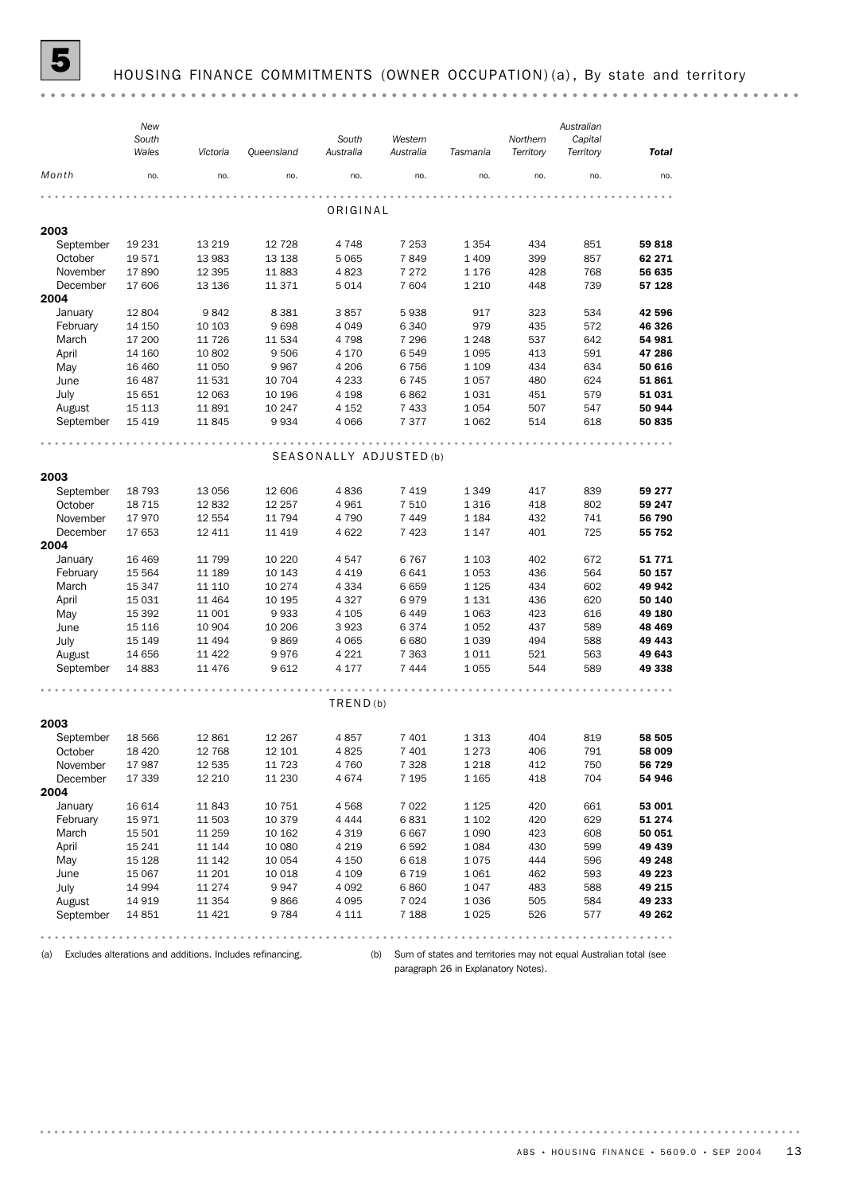# 5 HOUSING FINANCE COMMITMENTS (OWNER OCCUPATION)(a), By state and territory

| Month | New South Wales | Victoria | Queensland | South Australia | Western Australia | Tasmania | Northern Territory | Australian Capital Territory | **Total** |
|---|---|---|---|---|---|---|---|---|---|
| | no. | no. | no. | no. | no. | no. | no. | no. | no. |
| **ORIGINAL** | | | | | | | | | |
| **2003** | | | | | | | | | |
| September | 19 231 | 13 219 | 12 728 | 4 748 | 7 253 | 1 354 | 434 | 851 | **59 818** |
| October | 19 571 | 13 983 | 13 138 | 5 065 | 7 849 | 1 409 | 399 | 857 | **62 271** |
| November | 17 890 | 12 395 | 11 883 | 4 823 | 7 272 | 1 176 | 428 | 768 | **56 635** |
| December | 17 606 | 13 136 | 11 371 | 5 014 | 7 604 | 1 210 | 448 | 739 | **57 128** |
| **2004** | | | | | | | | | |
| January | 12 804 | 9 842 | 8 381 | 3 857 | 5 938 | 917 | 323 | 534 | **42 596** |
| February | 14 150 | 10 103 | 9 698 | 4 049 | 6 340 | 979 | 435 | 572 | **46 326** |
| March | 17 200 | 11 726 | 11 534 | 4 798 | 7 296 | 1 248 | 537 | 642 | **54 981** |
| April | 14 160 | 10 802 | 9 506 | 4 170 | 6 549 | 1 095 | 413 | 591 | **47 286** |
| May | 16 460 | 11 050 | 9 967 | 4 206 | 6 756 | 1 109 | 434 | 634 | **50 616** |
| June | 16 487 | 11 531 | 10 704 | 4 233 | 6 745 | 1 057 | 480 | 624 | **51 861** |
| July | 15 651 | 12 063 | 10 196 | 4 198 | 6 862 | 1 031 | 451 | 579 | **51 031** |
| August | 15 113 | 11 891 | 10 247 | 4 152 | 7 433 | 1 054 | 507 | 547 | **50 944** |
| September | 15 419 | 11 845 | 9 934 | 4 066 | 7 377 | 1 062 | 514 | 618 | **50 835** |
| **SEASONALLY ADJUSTED(b)** | | | | | | | | | |
| **2003** | | | | | | | | | |
| September | 18 793 | 13 056 | 12 606 | 4 836 | 7 419 | 1 349 | 417 | 839 | **59 277** |
| October | 18 715 | 12 832 | 12 257 | 4 961 | 7 510 | 1 316 | 418 | 802 | **59 247** |
| November | 17 970 | 12 554 | 11 794 | 4 790 | 7 449 | 1 184 | 432 | 741 | **56 790** |
| December | 17 653 | 12 411 | 11 419 | 4 622 | 7 423 | 1 147 | 401 | 725 | **55 752** |
| **2004** | | | | | | | | | |
| January | 16 469 | 11 799 | 10 220 | 4 547 | 6 767 | 1 103 | 402 | 672 | **51 771** |
| February | 15 564 | 11 189 | 10 143 | 4 419 | 6 641 | 1 053 | 436 | 564 | **50 157** |
| March | 15 347 | 11 110 | 10 274 | 4 334 | 6 659 | 1 125 | 434 | 602 | **49 942** |
| April | 15 031 | 11 464 | 10 195 | 4 327 | 6 979 | 1 131 | 436 | 620 | **50 140** |
| May | 15 392 | 11 001 | 9 933 | 4 105 | 6 449 | 1 063 | 423 | 616 | **49 180** |
| June | 15 116 | 10 904 | 10 206 | 3 923 | 6 374 | 1 052 | 437 | 589 | **48 469** |
| July | 15 149 | 11 494 | 9 869 | 4 065 | 6 680 | 1 039 | 494 | 588 | **49 443** |
| August | 14 656 | 11 422 | 9 976 | 4 221 | 7 363 | 1 011 | 521 | 563 | **49 643** |
| September | 14 883 | 11 476 | 9 612 | 4 177 | 7 444 | 1 055 | 544 | 589 | **49 338** |
| **TREND(b)** | | | | | | | | | |
| **2003** | | | | | | | | | |
| September | 18 566 | 12 861 | 12 267 | 4 857 | 7 401 | 1 313 | 404 | 819 | **58 505** |
| October | 18 420 | 12 768 | 12 101 | 4 825 | 7 401 | 1 273 | 406 | 791 | **58 009** |
| November | 17 987 | 12 535 | 11 723 | 4 760 | 7 328 | 1 218 | 412 | 750 | **56 729** |
| December | 17 339 | 12 210 | 11 230 | 4 674 | 7 195 | 1 165 | 418 | 704 | **54 946** |
| **2004** | | | | | | | | | |
| January | 16 614 | 11 843 | 10 751 | 4 568 | 7 022 | 1 125 | 420 | 661 | **53 001** |
| February | 15 971 | 11 503 | 10 379 | 4 444 | 6 831 | 1 102 | 420 | 629 | **51 274** |
| March | 15 501 | 11 259 | 10 162 | 4 319 | 6 667 | 1 090 | 423 | 608 | **50 051** |
| April | 15 241 | 11 144 | 10 080 | 4 219 | 6 592 | 1 084 | 430 | 599 | **49 439** |
| May | 15 128 | 11 142 | 10 054 | 4 150 | 6 618 | 1 075 | 444 | 596 | **49 248** |
| June | 15 067 | 11 201 | 10 018 | 4 109 | 6 719 | 1 061 | 462 | 593 | **49 223** |
| July | 14 994 | 11 274 | 9 947 | 4 092 | 6 860 | 1 047 | 483 | 588 | **49 215** |
| August | 14 919 | 11 354 | 9 866 | 4 095 | 7 024 | 1 036 | 505 | 584 | **49 233** |
| September | 14 851 | 11 421 | 9 784 | 4 111 | 7 188 | 1 025 | 526 | 577 | **49 262** |

(a) Excludes alterations and additions. Includes refinancing.

(b) Sum of states and territories may not equal Australian total (see paragraph 26 in Explanatory Notes).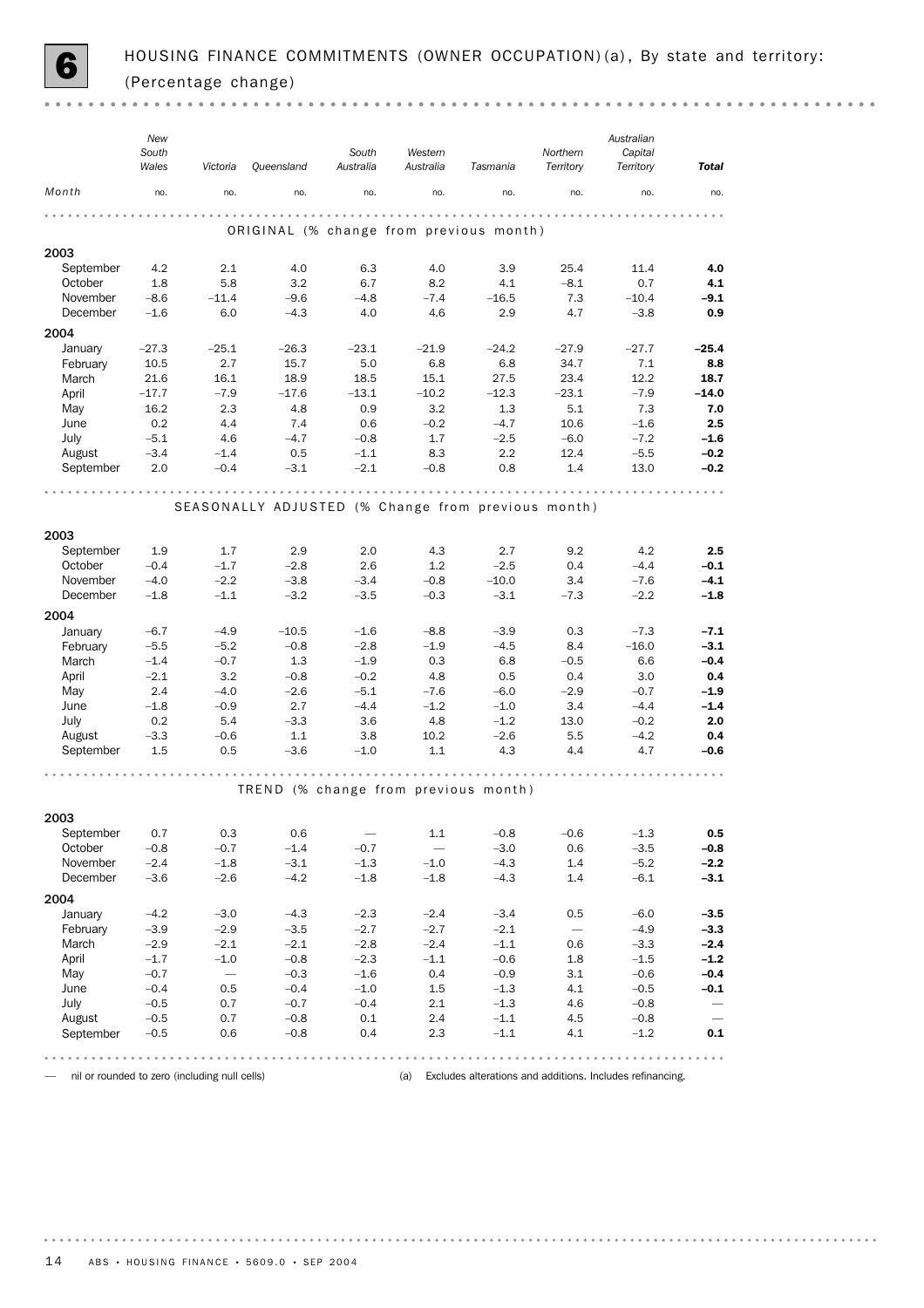# 6 HOUSING FINANCE COMMITMENTS (OWNER OCCUPATION)(a), By state and territory: (Percentage change)

| Month | New South Wales | Victoria | Queensland | South Australia | Western Australia | Tasmania | Northern Territory | Australian Capital Territory | **Total** |
|---|---|---|---|---|---|---|---|---|---|
| | no. | no. | no. | no. | no. | no. | no. | no. | no. |
| **ORIGINAL (% change from previous month)** | | | | | | | | | |
| **2003** | | | | | | | | | |
| September | 4.2 | 2.1 | 4.0 | 6.3 | 4.0 | 3.9 | 25.4 | 11.4 | **4.0** |
| October | 1.8 | 5.8 | 3.2 | 6.7 | 8.2 | 4.1 | –8.1 | 0.7 | **4.1** |
| November | –8.6 | –11.4 | –9.6 | –4.8 | –7.4 | –16.5 | 7.3 | –10.4 | **–9.1** |
| December | –1.6 | 6.0 | –4.3 | 4.0 | 4.6 | 2.9 | 4.7 | –3.8 | **0.9** |
| **2004** | | | | | | | | | |
| January | –27.3 | –25.1 | –26.3 | –23.1 | –21.9 | –24.2 | –27.9 | –27.7 | **–25.4** |
| February | 10.5 | 2.7 | 15.7 | 5.0 | 6.8 | 6.8 | 34.7 | 7.1 | **8.8** |
| March | 21.6 | 16.1 | 18.9 | 18.5 | 15.1 | 27.5 | 23.4 | 12.2 | **18.7** |
| April | –17.7 | –7.9 | –17.6 | –13.1 | –10.2 | –12.3 | –23.1 | –7.9 | **–14.0** |
| May | 16.2 | 2.3 | 4.8 | 0.9 | 3.2 | 1.3 | 5.1 | 7.3 | **7.0** |
| June | 0.2 | 4.4 | 7.4 | 0.6 | –0.2 | –4.7 | 10.6 | –1.6 | **2.5** |
| July | –5.1 | 4.6 | –4.7 | –0.8 | 1.7 | –2.5 | –6.0 | –7.2 | **–1.6** |
| August | –3.4 | –1.4 | 0.5 | –1.1 | 8.3 | 2.2 | 12.4 | –5.5 | **–0.2** |
| September | 2.0 | –0.4 | –3.1 | –2.1 | –0.8 | 0.8 | 1.4 | 13.0 | **–0.2** |
| **SEASONALLY ADJUSTED (% Change from previous month)** | | | | | | | | | |
| **2003** | | | | | | | | | |
| September | 1.9 | 1.7 | 2.9 | 2.0 | 4.3 | 2.7 | 9.2 | 4.2 | **2.5** |
| October | –0.4 | –1.7 | –2.8 | 2.6 | 1.2 | –2.5 | 0.4 | –4.4 | **–0.1** |
| November | –4.0 | –2.2 | –3.8 | –3.4 | –0.8 | –10.0 | 3.4 | –7.6 | **–4.1** |
| December | –1.8 | –1.1 | –3.2 | –3.5 | –0.3 | –3.1 | –7.3 | –2.2 | **–1.8** |
| **2004** | | | | | | | | | |
| January | –6.7 | –4.9 | –10.5 | –1.6 | –8.8 | –3.9 | 0.3 | –7.3 | **–7.1** |
| February | –5.5 | –5.2 | –0.8 | –2.8 | –1.9 | –4.5 | 8.4 | –16.0 | **–3.1** |
| March | –1.4 | –0.7 | 1.3 | –1.9 | 0.3 | 6.8 | –0.5 | 6.6 | **–0.4** |
| April | –2.1 | 3.2 | –0.8 | –0.2 | 4.8 | 0.5 | 0.4 | 3.0 | **0.4** |
| May | 2.4 | –4.0 | –2.6 | –5.1 | –7.6 | –6.0 | –2.9 | –0.7 | **–1.9** |
| June | –1.8 | –0.9 | 2.7 | –4.4 | –1.2 | –1.0 | 3.4 | –4.4 | **–1.4** |
| July | 0.2 | 5.4 | –3.3 | 3.6 | 4.8 | –1.2 | 13.0 | –0.2 | **2.0** |
| August | –3.3 | –0.6 | 1.1 | 3.8 | 10.2 | –2.6 | 5.5 | –4.2 | **0.4** |
| September | 1.5 | 0.5 | –3.6 | –1.0 | 1.1 | 4.3 | 4.4 | 4.7 | **–0.6** |
| **TREND (% change from previous month)** | | | | | | | | | |
| **2003** | | | | | | | | | |
| September | 0.7 | 0.3 | 0.6 | — | 1.1 | –0.8 | –0.6 | –1.3 | **0.5** |
| October | –0.8 | –0.7 | –1.4 | –0.7 | — | –3.0 | 0.6 | –3.5 | **–0.8** |
| November | –2.4 | –1.8 | –3.1 | –1.3 | –1.0 | –4.3 | 1.4 | –5.2 | **–2.2** |
| December | –3.6 | –2.6 | –4.2 | –1.8 | –1.8 | –4.3 | 1.4 | –6.1 | **–3.1** |
| **2004** | | | | | | | | | |
| January | –4.2 | –3.0 | –4.3 | –2.3 | –2.4 | –3.4 | 0.5 | –6.0 | **–3.5** |
| February | –3.9 | –2.9 | –3.5 | –2.7 | –2.7 | –2.1 | — | –4.9 | **–3.3** |
| March | –2.9 | –2.1 | –2.1 | –2.8 | –2.4 | –1.1 | 0.6 | –3.3 | **–2.4** |
| April | –1.7 | –1.0 | –0.8 | –2.3 | –1.1 | –0.6 | 1.8 | –1.5 | **–1.2** |
| May | –0.7 | — | –0.3 | –1.6 | 0.4 | –0.9 | 3.1 | –0.6 | **–0.4** |
| June | –0.4 | 0.5 | –0.4 | –1.0 | 1.5 | –1.3 | 4.1 | –0.5 | **–0.1** |
| July | –0.5 | 0.7 | –0.7 | –0.4 | 2.1 | –1.3 | 4.6 | –0.8 | — |
| August | –0.5 | 0.7 | –0.8 | 0.1 | 2.4 | –1.1 | 4.5 | –0.8 | — |
| September | –0.5 | 0.6 | –0.8 | 0.4 | 2.3 | –1.1 | 4.1 | –1.2 | **0.1** |

— nil or rounded to zero (including null cells)

(a) Excludes alterations and additions. Includes refinancing.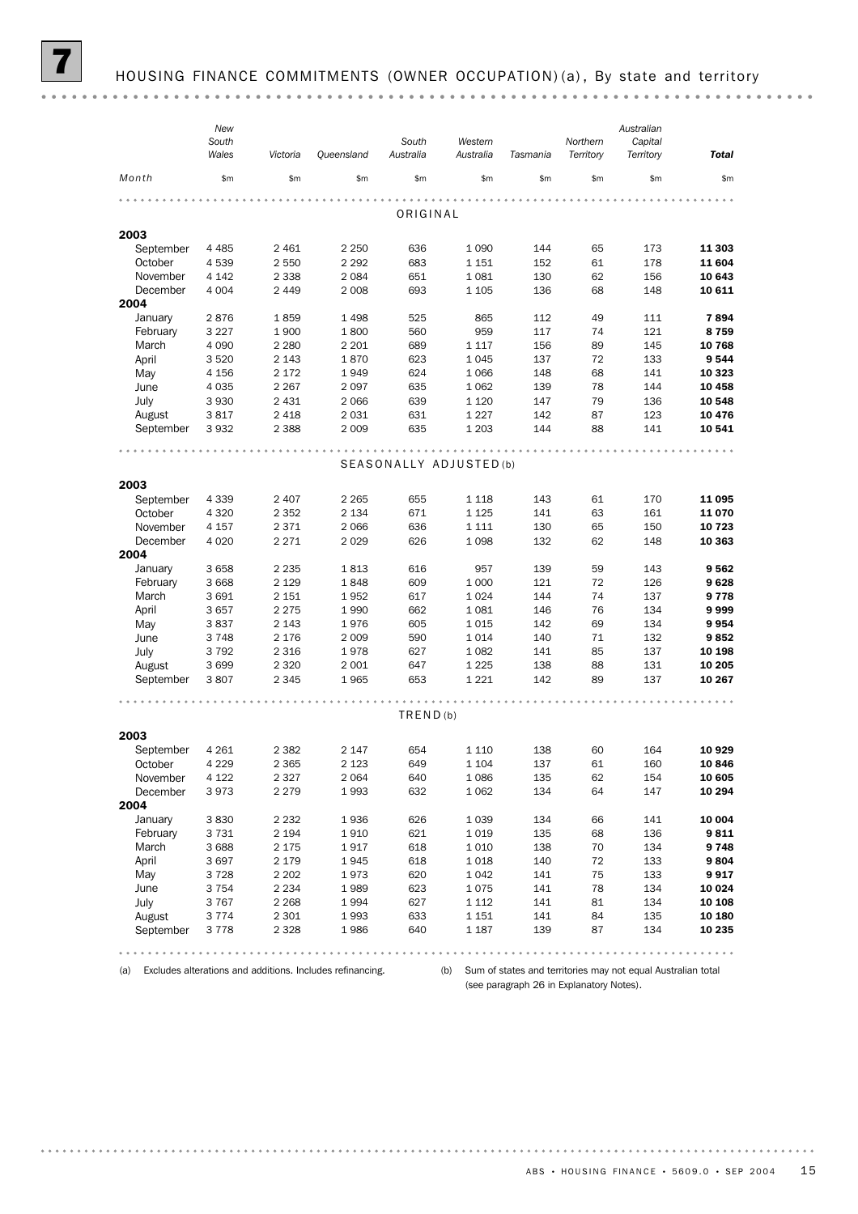# 7 HOUSING FINANCE COMMITMENTS (OWNER OCCUPATION)(a), By state and territory

| Month | New South Wales | Victoria | Queensland | South Australia | Western Australia | Tasmania | Northern Territory | Australian Capital Territory | **Total** |
|---|---|---|---|---|---|---|---|---|---|
| | $m | $m | $m | $m | $m | $m | $m | $m | $m |
| **ORIGINAL** | | | | | | | | | |
| **2003** | | | | | | | | | |
| September | 4 485 | 2 461 | 2 250 | 636 | 1 090 | 144 | 65 | 173 | **11 303** |
| October | 4 539 | 2 550 | 2 292 | 683 | 1 151 | 152 | 61 | 178 | **11 604** |
| November | 4 142 | 2 338 | 2 084 | 651 | 1 081 | 130 | 62 | 156 | **10 643** |
| December | 4 004 | 2 449 | 2 008 | 693 | 1 105 | 136 | 68 | 148 | **10 611** |
| **2004** | | | | | | | | | |
| January | 2 876 | 1 859 | 1 498 | 525 | 865 | 112 | 49 | 111 | **7 894** |
| February | 3 227 | 1 900 | 1 800 | 560 | 959 | 117 | 74 | 121 | **8 759** |
| March | 4 090 | 2 280 | 2 201 | 689 | 1 117 | 156 | 89 | 145 | **10 768** |
| April | 3 520 | 2 143 | 1 870 | 623 | 1 045 | 137 | 72 | 133 | **9 544** |
| May | 4 156 | 2 172 | 1 949 | 624 | 1 066 | 148 | 68 | 141 | **10 323** |
| June | 4 035 | 2 267 | 2 097 | 635 | 1 062 | 139 | 78 | 144 | **10 458** |
| July | 3 930 | 2 431 | 2 066 | 639 | 1 120 | 147 | 79 | 136 | **10 548** |
| August | 3 817 | 2 418 | 2 031 | 631 | 1 227 | 142 | 87 | 123 | **10 476** |
| September | 3 932 | 2 388 | 2 009 | 635 | 1 203 | 144 | 88 | 141 | **10 541** |
| **SEASONALLY ADJUSTED(b)** | | | | | | | | | |
| **2003** | | | | | | | | | |
| September | 4 339 | 2 407 | 2 265 | 655 | 1 118 | 143 | 61 | 170 | **11 095** |
| October | 4 320 | 2 352 | 2 134 | 671 | 1 125 | 141 | 63 | 161 | **11 070** |
| November | 4 157 | 2 371 | 2 066 | 636 | 1 111 | 130 | 65 | 150 | **10 723** |
| December | 4 020 | 2 271 | 2 029 | 626 | 1 098 | 132 | 62 | 148 | **10 363** |
| **2004** | | | | | | | | | |
| January | 3 658 | 2 235 | 1 813 | 616 | 957 | 139 | 59 | 143 | **9 562** |
| February | 3 668 | 2 129 | 1 848 | 609 | 1 000 | 121 | 72 | 126 | **9 628** |
| March | 3 691 | 2 151 | 1 952 | 617 | 1 024 | 144 | 74 | 137 | **9 778** |
| April | 3 657 | 2 275 | 1 990 | 662 | 1 081 | 146 | 76 | 134 | **9 999** |
| May | 3 837 | 2 143 | 1 976 | 605 | 1 015 | 142 | 69 | 134 | **9 954** |
| June | 3 748 | 2 176 | 2 009 | 590 | 1 014 | 140 | 71 | 132 | **9 852** |
| July | 3 792 | 2 316 | 1 978 | 627 | 1 082 | 141 | 85 | 137 | **10 198** |
| August | 3 699 | 2 320 | 2 001 | 647 | 1 225 | 138 | 88 | 131 | **10 205** |
| September | 3 807 | 2 345 | 1 965 | 653 | 1 221 | 142 | 89 | 137 | **10 267** |
| **TREND(b)** | | | | | | | | | |
| **2003** | | | | | | | | | |
| September | 4 261 | 2 382 | 2 147 | 654 | 1 110 | 138 | 60 | 164 | **10 929** |
| October | 4 229 | 2 365 | 2 123 | 649 | 1 104 | 137 | 61 | 160 | **10 846** |
| November | 4 122 | 2 327 | 2 064 | 640 | 1 086 | 135 | 62 | 154 | **10 605** |
| December | 3 973 | 2 279 | 1 993 | 632 | 1 062 | 134 | 64 | 147 | **10 294** |
| **2004** | | | | | | | | | |
| January | 3 830 | 2 232 | 1 936 | 626 | 1 039 | 134 | 66 | 141 | **10 004** |
| February | 3 731 | 2 194 | 1 910 | 621 | 1 019 | 135 | 68 | 136 | **9 811** |
| March | 3 688 | 2 175 | 1 917 | 618 | 1 010 | 138 | 70 | 134 | **9 748** |
| April | 3 697 | 2 179 | 1 945 | 618 | 1 018 | 140 | 72 | 133 | **9 804** |
| May | 3 728 | 2 202 | 1 973 | 620 | 1 042 | 141 | 75 | 133 | **9 917** |
| June | 3 754 | 2 234 | 1 989 | 623 | 1 075 | 141 | 78 | 134 | **10 024** |
| July | 3 767 | 2 268 | 1 994 | 627 | 1 112 | 141 | 81 | 134 | **10 108** |
| August | 3 774 | 2 301 | 1 993 | 633 | 1 151 | 141 | 84 | 135 | **10 180** |
| September | 3 778 | 2 328 | 1 986 | 640 | 1 187 | 139 | 87 | 134 | **10 235** |

(a) Excludes alterations and additions. Includes refinancing.

(b) Sum of states and territories may not equal Australian total (see paragraph 26 in Explanatory Notes).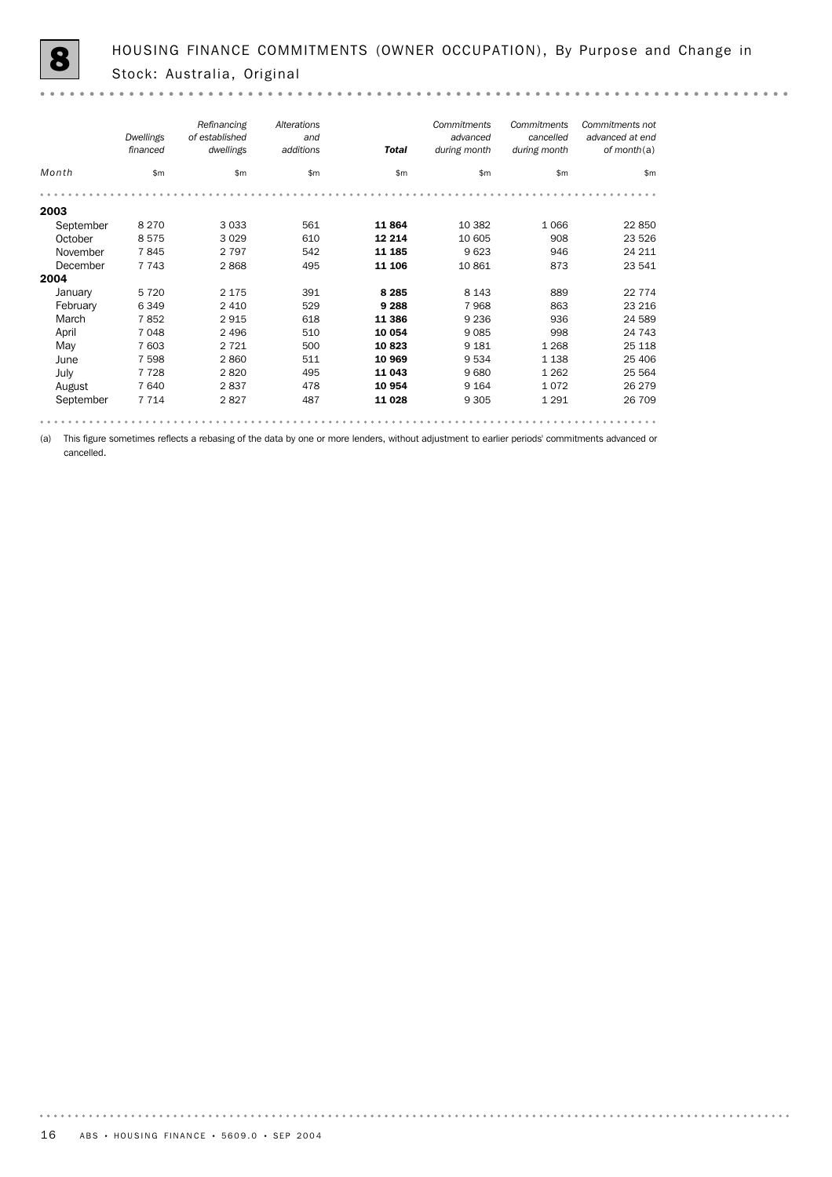# 8 HOUSING FINANCE COMMITMENTS (OWNER OCCUPATION), By Purpose and Change in Stock: Australia, Original

| Month | *Dwellings financed* | *Refinancing of established dwellings* | *Alterations and additions* | ***Total*** | *Commitments advanced during month* | *Commitments cancelled during month* | *Commitments not advanced at end of month*(a) |
|---|---|---|---|---|---|---|---|
| | $m | $m | $m | $m | $m | $m | $m |
| **2003** | | | | | | | |
| September | 8 270 | 3 033 | 561 | **11 864** | 10 382 | 1 066 | 22 850 |
| October | 8 575 | 3 029 | 610 | **12 214** | 10 605 | 908 | 23 526 |
| November | 7 845 | 2 797 | 542 | **11 185** | 9 623 | 946 | 24 211 |
| December | 7 743 | 2 868 | 495 | **11 106** | 10 861 | 873 | 23 541 |
| **2004** | | | | | | | |
| January | 5 720 | 2 175 | 391 | **8 285** | 8 143 | 889 | 22 774 |
| February | 6 349 | 2 410 | 529 | **9 288** | 7 968 | 863 | 23 216 |
| March | 7 852 | 2 915 | 618 | **11 386** | 9 236 | 936 | 24 589 |
| April | 7 048 | 2 496 | 510 | **10 054** | 9 085 | 998 | 24 743 |
| May | 7 603 | 2 721 | 500 | **10 823** | 9 181 | 1 268 | 25 118 |
| June | 7 598 | 2 860 | 511 | **10 969** | 9 534 | 1 138 | 25 406 |
| July | 7 728 | 2 820 | 495 | **11 043** | 9 680 | 1 262 | 25 564 |
| August | 7 640 | 2 837 | 478 | **10 954** | 9 164 | 1 072 | 26 279 |
| September | 7 714 | 2 827 | 487 | **11 028** | 9 305 | 1 291 | 26 709 |

(a) This figure sometimes reflects a rebasing of the data by one or more lenders, without adjustment to earlier periods' commitments advanced or cancelled.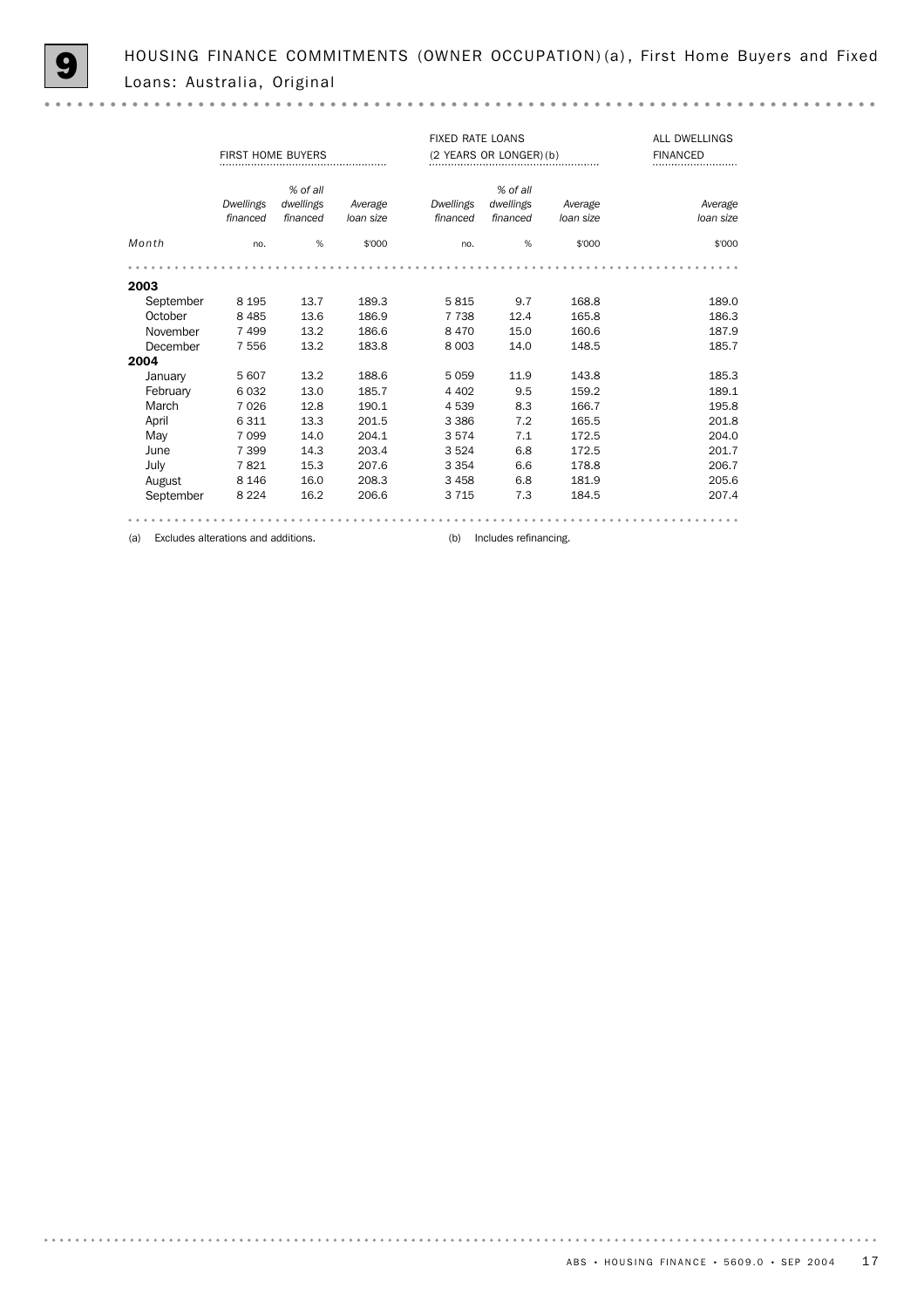# 9 HOUSING FINANCE COMMITMENTS (OWNER OCCUPATION)(a), First Home Buyers and Fixed Loans: Australia, Original

| | FIRST HOME BUYERS | | | FIXED RATE LOANS (2 YEARS OR LONGER)(b) | | | ALL DWELLINGS FINANCED |
|---|---|---|---|---|---|---|---|
| | *Dwellings financed* | *% of all dwellings financed* | *Average loan size* | *Dwellings financed* | *% of all dwellings financed* | *Average loan size* | *Average loan size* |
| *Month* | no. | % | $'000 | no. | % | $'000 | $'000 |
| **2003** | | | | | | | |
| September | 8 195 | 13.7 | 189.3 | 5 815 | 9.7 | 168.8 | 189.0 |
| October | 8 485 | 13.6 | 186.9 | 7 738 | 12.4 | 165.8 | 186.3 |
| November | 7 499 | 13.2 | 186.6 | 8 470 | 15.0 | 160.6 | 187.9 |
| December | 7 556 | 13.2 | 183.8 | 8 003 | 14.0 | 148.5 | 185.7 |
| **2004** | | | | | | | |
| January | 5 607 | 13.2 | 188.6 | 5 059 | 11.9 | 143.8 | 185.3 |
| February | 6 032 | 13.0 | 185.7 | 4 402 | 9.5 | 159.2 | 189.1 |
| March | 7 026 | 12.8 | 190.1 | 4 539 | 8.3 | 166.7 | 195.8 |
| April | 6 311 | 13.3 | 201.5 | 3 386 | 7.2 | 165.5 | 201.8 |
| May | 7 099 | 14.0 | 204.1 | 3 574 | 7.1 | 172.5 | 204.0 |
| June | 7 399 | 14.3 | 203.4 | 3 524 | 6.8 | 172.5 | 201.7 |
| July | 7 821 | 15.3 | 207.6 | 3 354 | 6.6 | 178.8 | 206.7 |
| August | 8 146 | 16.0 | 208.3 | 3 458 | 6.8 | 181.9 | 205.6 |
| September | 8 224 | 16.2 | 206.6 | 3 715 | 7.3 | 184.5 | 207.4 |

(a) Excludes alterations and additions.

(b) Includes refinancing.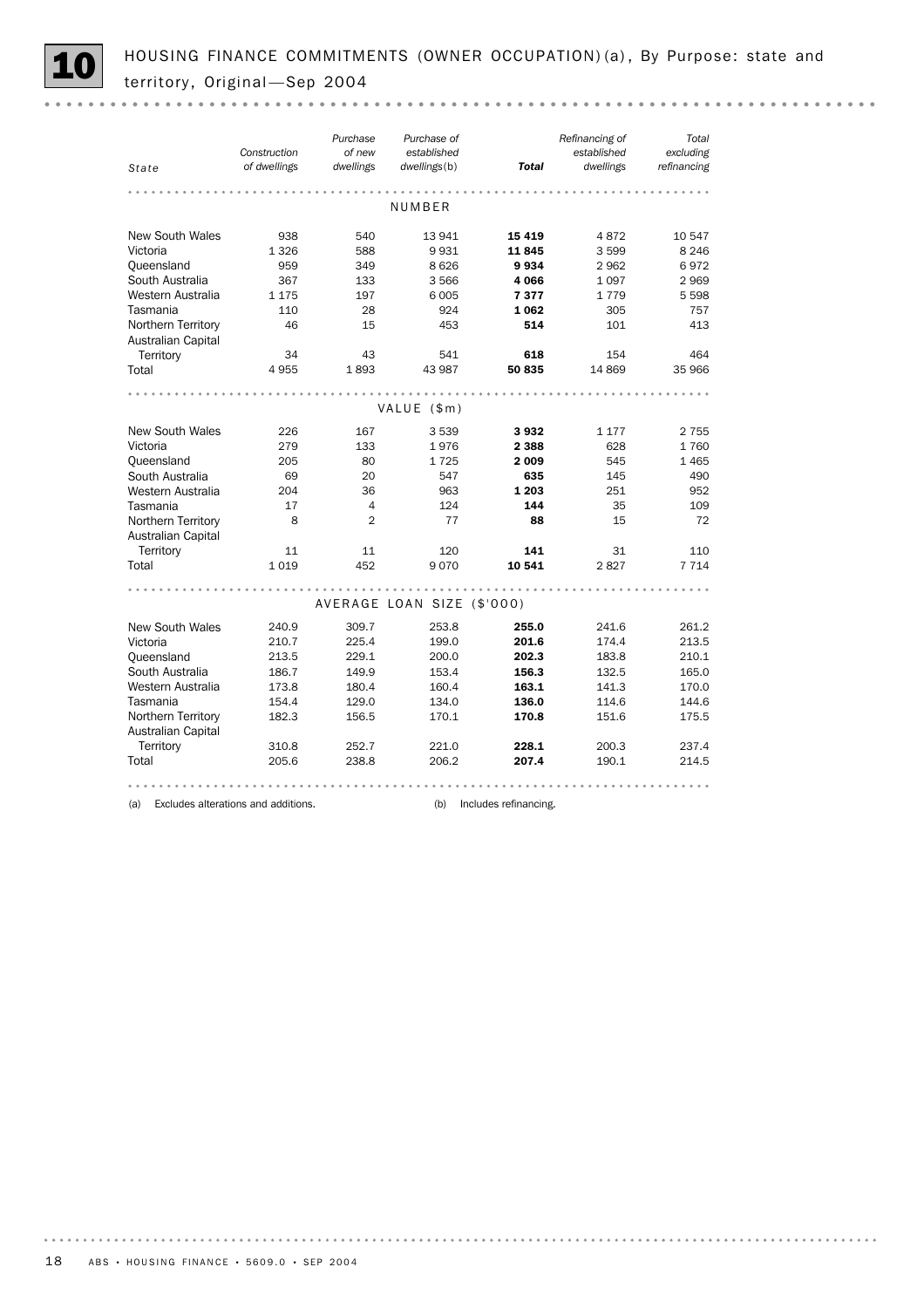# 10 HOUSING FINANCE COMMITMENTS (OWNER OCCUPATION)(a), By Purpose: state and territory, Original—Sep 2004

| State | Construction of dwellings | Purchase of new dwellings | Purchase of established dwellings(b) | **Total** | Refinancing of established dwellings | Total excluding refinancing |
|---|---|---|---|---|---|---|
| | | | NUMBER | | | |
| New South Wales | 938 | 540 | 13 941 | **15 419** | 4 872 | 10 547 |
| Victoria | 1 326 | 588 | 9 931 | **11 845** | 3 599 | 8 246 |
| Queensland | 959 | 349 | 8 626 | **9 934** | 2 962 | 6 972 |
| South Australia | 367 | 133 | 3 566 | **4 066** | 1 097 | 2 969 |
| Western Australia | 1 175 | 197 | 6 005 | **7 377** | 1 779 | 5 598 |
| Tasmania | 110 | 28 | 924 | **1 062** | 305 | 757 |
| Northern Territory | 46 | 15 | 453 | **514** | 101 | 413 |
| Australian Capital Territory | 34 | 43 | 541 | **618** | 154 | 464 |
| Total | 4 955 | 1 893 | 43 987 | **50 835** | 14 869 | 35 966 |
| | | | VALUE ($m) | | | |
| New South Wales | 226 | 167 | 3 539 | **3 932** | 1 177 | 2 755 |
| Victoria | 279 | 133 | 1 976 | **2 388** | 628 | 1 760 |
| Queensland | 205 | 80 | 1 725 | **2 009** | 545 | 1 465 |
| South Australia | 69 | 20 | 547 | **635** | 145 | 490 |
| Western Australia | 204 | 36 | 963 | **1 203** | 251 | 952 |
| Tasmania | 17 | 4 | 124 | **144** | 35 | 109 |
| Northern Territory | 8 | 2 | 77 | **88** | 15 | 72 |
| Australian Capital Territory | 11 | 11 | 120 | **141** | 31 | 110 |
| Total | 1 019 | 452 | 9 070 | **10 541** | 2 827 | 7 714 |
| | | | AVERAGE LOAN SIZE ($'000) | | | |
| New South Wales | 240.9 | 309.7 | 253.8 | **255.0** | 241.6 | 261.2 |
| Victoria | 210.7 | 225.4 | 199.0 | **201.6** | 174.4 | 213.5 |
| Queensland | 213.5 | 229.1 | 200.0 | **202.3** | 183.8 | 210.1 |
| South Australia | 186.7 | 149.9 | 153.4 | **156.3** | 132.5 | 165.0 |
| Western Australia | 173.8 | 180.4 | 160.4 | **163.1** | 141.3 | 170.0 |
| Tasmania | 154.4 | 129.0 | 134.0 | **136.0** | 114.6 | 144.6 |
| Northern Territory | 182.3 | 156.5 | 170.1 | **170.8** | 151.6 | 175.5 |
| Australian Capital Territory | 310.8 | 252.7 | 221.0 | **228.1** | 200.3 | 237.4 |
| Total | 205.6 | 238.8 | 206.2 | **207.4** | 190.1 | 214.5 |

(a) Excludes alterations and additions.

(b) Includes refinancing.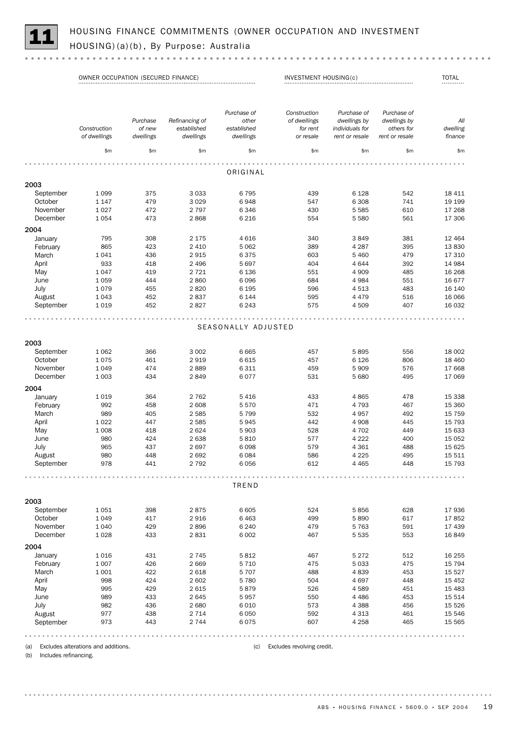# 11 HOUSING FINANCE COMMITMENTS (OWNER OCCUPATION AND INVESTMENT HOUSING)(a)(b), By Purpose: Australia

| | OWNER OCCUPATION (SECURED FINANCE) | | | | INVESTMENT HOUSING(c) | | | TOTAL |
|---|---|---|---|---|---|---|---|---|
| | Construction of dwellings | Purchase of new dwellings | Refinancing of established dwellings | Purchase of other established dwellings | Construction of dwellings for rent or resale | Purchase of dwellings by individuals for rent or resale | Purchase of dwellings by others for rent or resale | All dwelling finance |
| | $m | $m | $m | $m | $m | $m | $m | $m |
| **ORIGINAL** | | | | | | | | |
| **2003** | | | | | | | | |
| September | 1 099 | 375 | 3 033 | 6 795 | 439 | 6 128 | 542 | 18 411 |
| October | 1 147 | 479 | 3 029 | 6 948 | 547 | 6 308 | 741 | 19 199 |
| November | 1 027 | 472 | 2 797 | 6 346 | 430 | 5 585 | 610 | 17 268 |
| December | 1 054 | 473 | 2 868 | 6 216 | 554 | 5 580 | 561 | 17 306 |
| **2004** | | | | | | | | |
| January | 795 | 308 | 2 175 | 4 616 | 340 | 3 849 | 381 | 12 464 |
| February | 865 | 423 | 2 410 | 5 062 | 389 | 4 287 | 395 | 13 830 |
| March | 1 041 | 436 | 2 915 | 6 375 | 603 | 5 460 | 479 | 17 310 |
| April | 933 | 418 | 2 496 | 5 697 | 404 | 4 644 | 392 | 14 984 |
| May | 1 047 | 419 | 2 721 | 6 136 | 551 | 4 909 | 485 | 16 268 |
| June | 1 059 | 444 | 2 860 | 6 096 | 684 | 4 984 | 551 | 16 677 |
| July | 1 079 | 455 | 2 820 | 6 195 | 596 | 4 513 | 483 | 16 140 |
| August | 1 043 | 452 | 2 837 | 6 144 | 595 | 4 479 | 516 | 16 066 |
| September | 1 019 | 452 | 2 827 | 6 243 | 575 | 4 509 | 407 | 16 032 |
| **SEASONALLY ADJUSTED** | | | | | | | | |
| **2003** | | | | | | | | |
| September | 1 062 | 366 | 3 002 | 6 665 | 457 | 5 895 | 556 | 18 002 |
| October | 1 075 | 461 | 2 919 | 6 615 | 457 | 6 126 | 806 | 18 460 |
| November | 1 049 | 474 | 2 889 | 6 311 | 459 | 5 909 | 576 | 17 668 |
| December | 1 003 | 434 | 2 849 | 6 077 | 531 | 5 680 | 495 | 17 069 |
| **2004** | | | | | | | | |
| January | 1 019 | 364 | 2 762 | 5 416 | 433 | 4 865 | 478 | 15 338 |
| February | 992 | 458 | 2 608 | 5 570 | 471 | 4 793 | 467 | 15 360 |
| March | 989 | 405 | 2 585 | 5 799 | 532 | 4 957 | 492 | 15 759 |
| April | 1 022 | 447 | 2 585 | 5 945 | 442 | 4 908 | 445 | 15 793 |
| May | 1 008 | 418 | 2 624 | 5 903 | 528 | 4 702 | 449 | 15 633 |
| June | 980 | 424 | 2 638 | 5 810 | 577 | 4 222 | 400 | 15 052 |
| July | 965 | 437 | 2 697 | 6 098 | 579 | 4 361 | 488 | 15 625 |
| August | 980 | 448 | 2 692 | 6 084 | 586 | 4 225 | 495 | 15 511 |
| September | 978 | 441 | 2 792 | 6 056 | 612 | 4 465 | 448 | 15 793 |
| **TREND** | | | | | | | | |
| **2003** | | | | | | | | |
| September | 1 051 | 398 | 2 875 | 6 605 | 524 | 5 856 | 628 | 17 936 |
| October | 1 049 | 417 | 2 916 | 6 463 | 499 | 5 890 | 617 | 17 852 |
| November | 1 040 | 429 | 2 896 | 6 240 | 479 | 5 763 | 591 | 17 439 |
| December | 1 028 | 433 | 2 831 | 6 002 | 467 | 5 535 | 553 | 16 849 |
| **2004** | | | | | | | | |
| January | 1 016 | 431 | 2 745 | 5 812 | 467 | 5 272 | 512 | 16 255 |
| February | 1 007 | 426 | 2 669 | 5 710 | 475 | 5 033 | 475 | 15 794 |
| March | 1 001 | 422 | 2 618 | 5 707 | 488 | 4 839 | 453 | 15 527 |
| April | 998 | 424 | 2 602 | 5 780 | 504 | 4 697 | 448 | 15 452 |
| May | 995 | 429 | 2 615 | 5 879 | 526 | 4 589 | 451 | 15 483 |
| June | 989 | 433 | 2 645 | 5 957 | 550 | 4 486 | 453 | 15 514 |
| July | 982 | 436 | 2 680 | 6 010 | 573 | 4 388 | 456 | 15 526 |
| August | 977 | 438 | 2 714 | 6 050 | 592 | 4 313 | 461 | 15 546 |
| September | 973 | 443 | 2 744 | 6 075 | 607 | 4 258 | 465 | 15 565 |

(a) Excludes alterations and additions.
(b) Includes refinancing.
(c) Excludes revolving credit.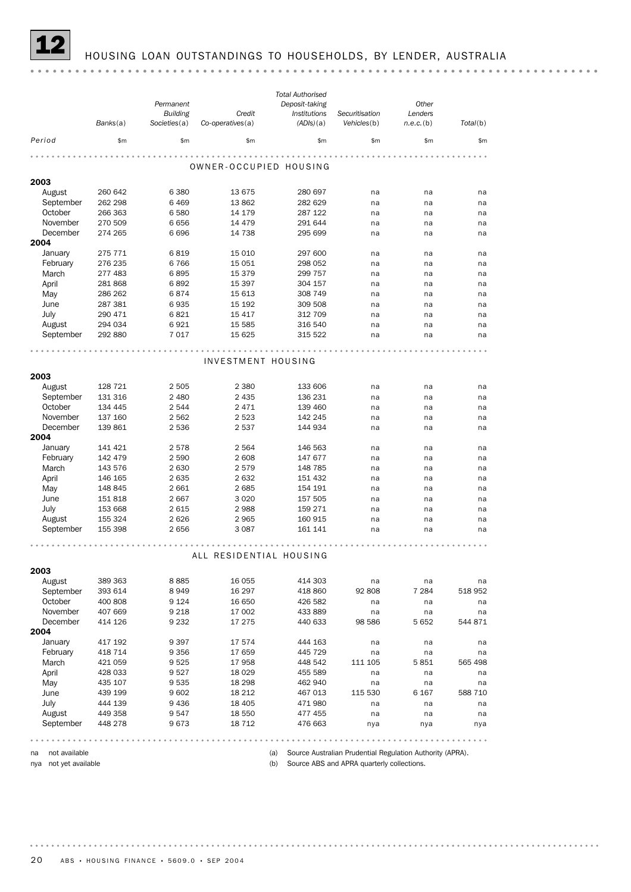# 12 HOUSING LOAN OUTSTANDINGS TO HOUSEHOLDS, BY LENDER, AUSTRALIA

| Period | Banks(a) | *Permanent Building Societies*(a) | *Credit Co-operatives*(a) | *Total Authorised Deposit-taking Institutions (ADIs)*(a) | *Securitisation Vehicles*(b) | *Other Lenders n.e.c.*(b) | Total(b) |
|---|---|---|---|---|---|---|---|
| | $m | $m | $m | $m | $m | $m | $m |
| **OWNER-OCCUPIED HOUSING** | | | | | | | |
| **2003** | | | | | | | |
| August | 260 642 | 6 380 | 13 675 | 280 697 | na | na | na |
| September | 262 298 | 6 469 | 13 862 | 282 629 | na | na | na |
| October | 266 363 | 6 580 | 14 179 | 287 122 | na | na | na |
| November | 270 509 | 6 656 | 14 479 | 291 644 | na | na | na |
| December | 274 265 | 6 696 | 14 738 | 295 699 | na | na | na |
| **2004** | | | | | | | |
| January | 275 771 | 6 819 | 15 010 | 297 600 | na | na | na |
| February | 276 235 | 6 766 | 15 051 | 298 052 | na | na | na |
| March | 277 483 | 6 895 | 15 379 | 299 757 | na | na | na |
| April | 281 868 | 6 892 | 15 397 | 304 157 | na | na | na |
| May | 286 262 | 6 874 | 15 613 | 308 749 | na | na | na |
| June | 287 381 | 6 935 | 15 192 | 309 508 | na | na | na |
| July | 290 471 | 6 821 | 15 417 | 312 709 | na | na | na |
| August | 294 034 | 6 921 | 15 585 | 316 540 | na | na | na |
| September | 292 880 | 7 017 | 15 625 | 315 522 | na | na | na |
| **INVESTMENT HOUSING** | | | | | | | |
| **2003** | | | | | | | |
| August | 128 721 | 2 505 | 2 380 | 133 606 | na | na | na |
| September | 131 316 | 2 480 | 2 435 | 136 231 | na | na | na |
| October | 134 445 | 2 544 | 2 471 | 139 460 | na | na | na |
| November | 137 160 | 2 562 | 2 523 | 142 245 | na | na | na |
| December | 139 861 | 2 536 | 2 537 | 144 934 | na | na | na |
| **2004** | | | | | | | |
| January | 141 421 | 2 578 | 2 564 | 146 563 | na | na | na |
| February | 142 479 | 2 590 | 2 608 | 147 677 | na | na | na |
| March | 143 576 | 2 630 | 2 579 | 148 785 | na | na | na |
| April | 146 165 | 2 635 | 2 632 | 151 432 | na | na | na |
| May | 148 845 | 2 661 | 2 685 | 154 191 | na | na | na |
| June | 151 818 | 2 667 | 3 020 | 157 505 | na | na | na |
| July | 153 668 | 2 615 | 2 988 | 159 271 | na | na | na |
| August | 155 324 | 2 626 | 2 965 | 160 915 | na | na | na |
| September | 155 398 | 2 656 | 3 087 | 161 141 | na | na | na |
| **ALL RESIDENTIAL HOUSING** | | | | | | | |
| **2003** | | | | | | | |
| August | 389 363 | 8 885 | 16 055 | 414 303 | na | na | na |
| September | 393 614 | 8 949 | 16 297 | 418 860 | 92 808 | 7 284 | 518 952 |
| October | 400 808 | 9 124 | 16 650 | 426 582 | na | na | na |
| November | 407 669 | 9 218 | 17 002 | 433 889 | na | na | na |
| December | 414 126 | 9 232 | 17 275 | 440 633 | 98 586 | 5 652 | 544 871 |
| **2004** | | | | | | | |
| January | 417 192 | 9 397 | 17 574 | 444 163 | na | na | na |
| February | 418 714 | 9 356 | 17 659 | 445 729 | na | na | na |
| March | 421 059 | 9 525 | 17 958 | 448 542 | 111 105 | 5 851 | 565 498 |
| April | 428 033 | 9 527 | 18 029 | 455 589 | na | na | na |
| May | 435 107 | 9 535 | 18 298 | 462 940 | na | na | na |
| June | 439 199 | 9 602 | 18 212 | 467 013 | 115 530 | 6 167 | 588 710 |
| July | 444 139 | 9 436 | 18 405 | 471 980 | na | na | na |
| August | 449 358 | 9 547 | 18 550 | 477 455 | na | na | na |
| September | 448 278 | 9 673 | 18 712 | 476 663 | nya | nya | nya |

na not available

nya not yet available

(a) Source Australian Prudential Regulation Authority (APRA).

(b) Source ABS and APRA quarterly collections.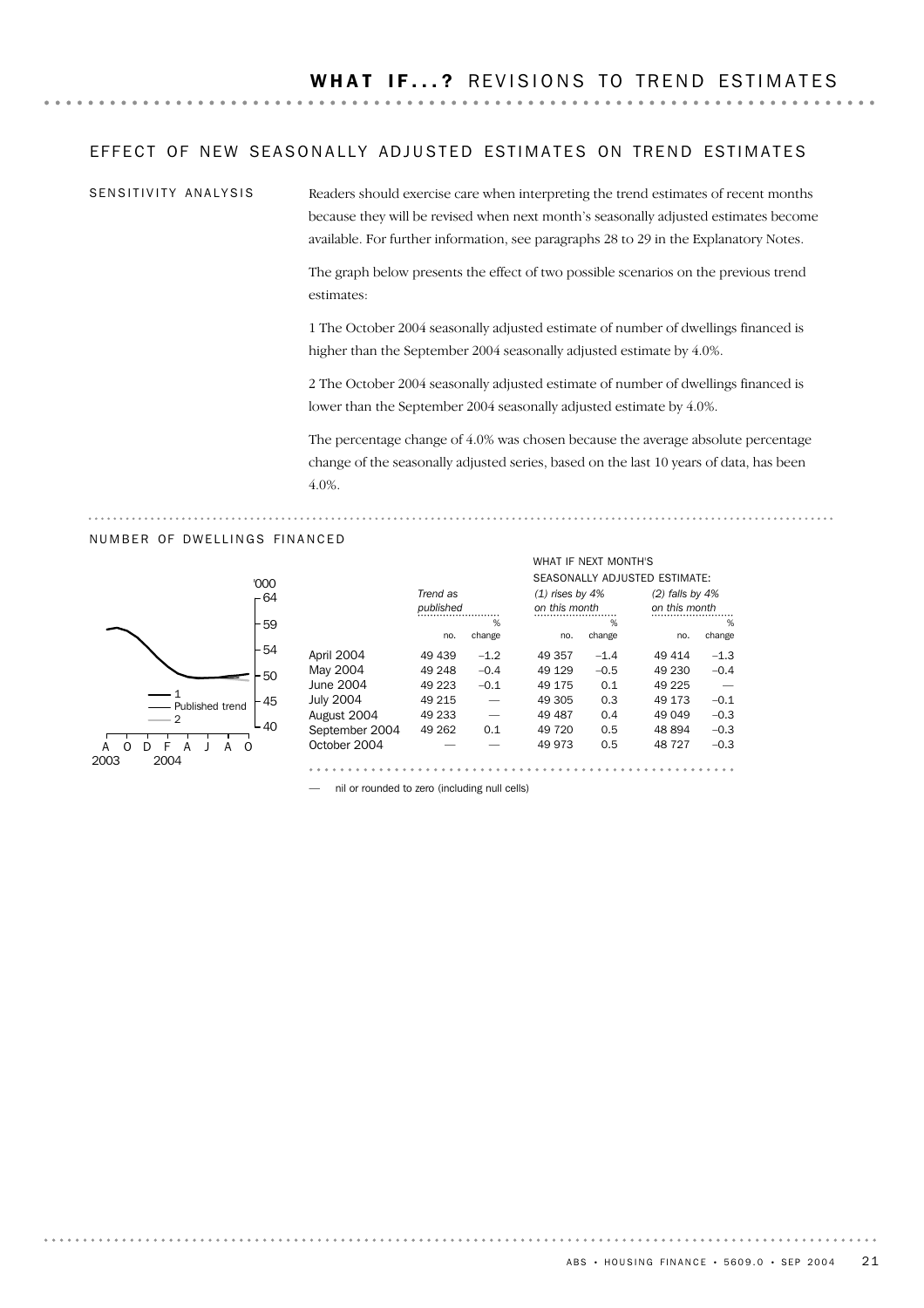## WHAT IF...? REVISIONS TO TREND ESTIMATES

### EFFECT OF NEW SEASONALLY ADJUSTED ESTIMATES ON TREND ESTIMATES

SENSITIVITY ANALYSIS

Readers should exercise care when interpreting the trend estimates of recent months because they will be revised when next month's seasonally adjusted estimates become available. For further information, see paragraphs 28 to 29 in the Explanatory Notes.

The graph below presents the effect of two possible scenarios on the previous trend estimates:

1 The October 2004 seasonally adjusted estimate of number of dwellings financed is higher than the September 2004 seasonally adjusted estimate by 4.0%.

2 The October 2004 seasonally adjusted estimate of number of dwellings financed is lower than the September 2004 seasonally adjusted estimate by 4.0%.

The percentage change of 4.0% was chosen because the average absolute percentage change of the seasonally adjusted series, based on the last 10 years of data, has been 4.0%.

NUMBER OF DWELLINGS FINANCED

| | Trend as published | | What if next month's seasonally adjusted estimate: (1) rises by 4% on this month | | (2) falls by 4% on this month | |
|---|---|---|---|---|---|---|
| | no. | % change | no. | % change | no. | % change |
| April 2004 | 49 439 | –1.2 | 49 357 | –1.4 | 49 414 | –1.3 |
| May 2004 | 49 248 | –0.4 | 49 129 | –0.5 | 49 230 | –0.4 |
| June 2004 | 49 223 | –0.1 | 49 175 | 0.1 | 49 225 | — |
| July 2004 | 49 215 | — | 49 305 | 0.3 | 49 173 | –0.1 |
| August 2004 | 49 233 | — | 49 487 | 0.4 | 49 049 | –0.3 |
| September 2004 | 49 262 | 0.1 | 49 720 | 0.5 | 48 894 | –0.3 |
| October 2004 | — | — | 49 973 | 0.5 | 48 727 | –0.3 |

— nil or rounded to zero (including null cells)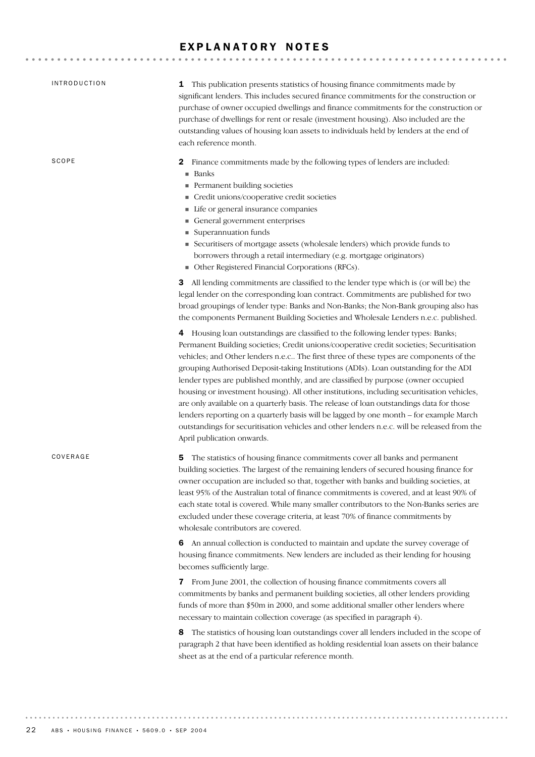# EXPLANATORY NOTES

## INTRODUCTION

**1** This publication presents statistics of housing finance commitments made by significant lenders. This includes secured finance commitments for the construction or purchase of owner occupied dwellings and finance commitments for the construction or purchase of dwellings for rent or resale (investment housing). Also included are the outstanding values of housing loan assets to individuals held by lenders at the end of each reference month.

## SCOPE

**2** Finance commitments made by the following types of lenders are included:

- Banks
- Permanent building societies
- Credit unions/cooperative credit societies
- Life or general insurance companies
- General government enterprises
- Superannuation funds
- Securitisers of mortgage assets (wholesale lenders) which provide funds to borrowers through a retail intermediary (e.g. mortgage originators)
- Other Registered Financial Corporations (RFCs).

**3** All lending commitments are classified to the lender type which is (or will be) the legal lender on the corresponding loan contract. Commitments are published for two broad groupings of lender type: Banks and Non-Banks; the Non-Bank grouping also has the components Permanent Building Societies and Wholesale Lenders n.e.c. published.

**4** Housing loan outstandings are classified to the following lender types: Banks; Permanent Building societies; Credit unions/cooperative credit societies; Securitisation vehicles; and Other lenders n.e.c.. The first three of these types are components of the grouping Authorised Deposit-taking Institutions (ADIs). Loan outstanding for the ADI lender types are published monthly, and are classified by purpose (owner occupied housing or investment housing). All other institutions, including securitisation vehicles, are only available on a quarterly basis. The release of loan outstandings data for those lenders reporting on a quarterly basis will be lagged by one month – for example March outstandings for securitisation vehicles and other lenders n.e.c. will be released from the April publication onwards.

## COVERAGE

**5** The statistics of housing finance commitments cover all banks and permanent building societies. The largest of the remaining lenders of secured housing finance for owner occupation are included so that, together with banks and building societies, at least 95% of the Australian total of finance commitments is covered, and at least 90% of each state total is covered. While many smaller contributors to the Non-Banks series are excluded under these coverage criteria, at least 70% of finance commitments by wholesale contributors are covered.

**6** An annual collection is conducted to maintain and update the survey coverage of housing finance commitments. New lenders are included as their lending for housing becomes sufficiently large.

**7** From June 2001, the collection of housing finance commitments covers all commitments by banks and permanent building societies, all other lenders providing funds of more than $50m in 2000, and some additional smaller other lenders where necessary to maintain collection coverage (as specified in paragraph 4).

**8** The statistics of housing loan outstandings cover all lenders included in the scope of paragraph 2 that have been identified as holding residential loan assets on their balance sheet as at the end of a particular reference month.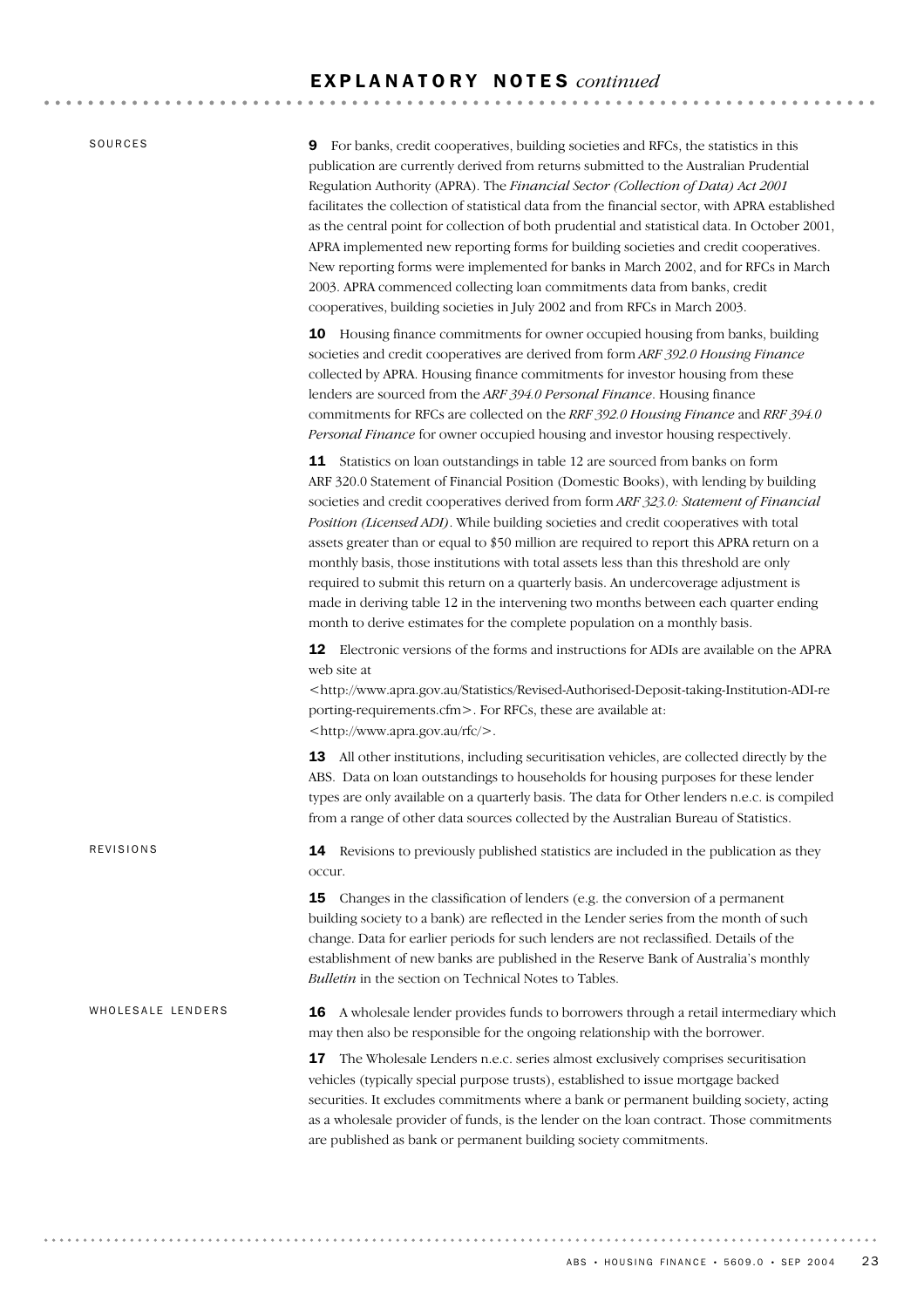# EXPLANATORY NOTES *continued*

## SOURCES

**9** For banks, credit cooperatives, building societies and RFCs, the statistics in this publication are currently derived from returns submitted to the Australian Prudential Regulation Authority (APRA). The *Financial Sector (Collection of Data) Act 2001* facilitates the collection of statistical data from the financial sector, with APRA established as the central point for collection of both prudential and statistical data. In October 2001, APRA implemented new reporting forms for building societies and credit cooperatives. New reporting forms were implemented for banks in March 2002, and for RFCs in March 2003. APRA commenced collecting loan commitments data from banks, credit cooperatives, building societies in July 2002 and from RFCs in March 2003.

**10** Housing finance commitments for owner occupied housing from banks, building societies and credit cooperatives are derived from form *ARF 392.0 Housing Finance* collected by APRA. Housing finance commitments for investor housing from these lenders are sourced from the *ARF 394.0 Personal Finance*. Housing finance commitments for RFCs are collected on the *RRF 392.0 Housing Finance* and *RRF 394.0 Personal Finance* for owner occupied housing and investor housing respectively.

**11** Statistics on loan outstandings in table 12 are sourced from banks on form ARF 320.0 Statement of Financial Position (Domestic Books), with lending by building societies and credit cooperatives derived from form *ARF 323.0: Statement of Financial Position (Licensed ADI)*. While building societies and credit cooperatives with total assets greater than or equal to $50 million are required to report this APRA return on a monthly basis, those institutions with total assets less than this threshold are only required to submit this return on a quarterly basis. An undercoverage adjustment is made in deriving table 12 in the intervening two months between each quarter ending month to derive estimates for the complete population on a monthly basis.

**12** Electronic versions of the forms and instructions for ADIs are available on the APRA web site at <http://www.apra.gov.au/Statistics/Revised-Authorised-Deposit-taking-Institution-ADI-reporting-requirements.cfm>. For RFCs, these are available at: <http://www.apra.gov.au/rfc/>.

**13** All other institutions, including securitisation vehicles, are collected directly by the ABS. Data on loan outstandings to households for housing purposes for these lender types are only available on a quarterly basis. The data for Other lenders n.e.c. is compiled from a range of other data sources collected by the Australian Bureau of Statistics.

## REVISIONS

**14** Revisions to previously published statistics are included in the publication as they occur.

**15** Changes in the classification of lenders (e.g. the conversion of a permanent building society to a bank) are reflected in the Lender series from the month of such change. Data for earlier periods for such lenders are not reclassified. Details of the establishment of new banks are published in the Reserve Bank of Australia's monthly *Bulletin* in the section on Technical Notes to Tables.

## WHOLESALE LENDERS

**16** A wholesale lender provides funds to borrowers through a retail intermediary which may then also be responsible for the ongoing relationship with the borrower.

**17** The Wholesale Lenders n.e.c. series almost exclusively comprises securitisation vehicles (typically special purpose trusts), established to issue mortgage backed securities. It excludes commitments where a bank or permanent building society, acting as a wholesale provider of funds, is the lender on the loan contract. Those commitments are published as bank or permanent building society commitments.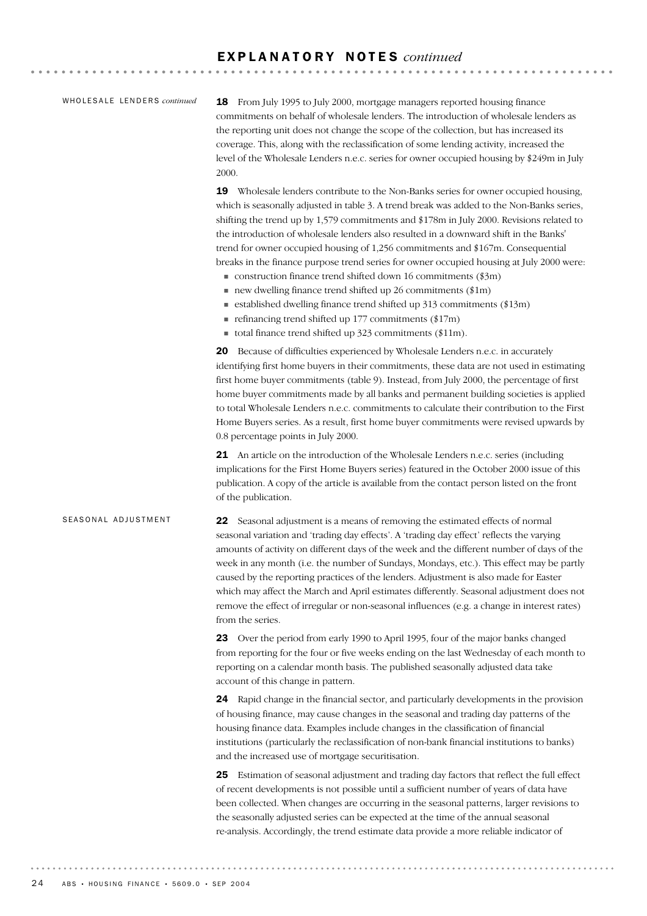## EXPLANATORY NOTES *continued*

### WHOLESALE LENDERS *continued*

**18** From July 1995 to July 2000, mortgage managers reported housing finance commitments on behalf of wholesale lenders. The introduction of wholesale lenders as the reporting unit does not change the scope of the collection, but has increased its coverage. This, along with the reclassification of some lending activity, increased the level of the Wholesale Lenders n.e.c. series for owner occupied housing by $249m in July 2000.

**19** Wholesale lenders contribute to the Non-Banks series for owner occupied housing, which is seasonally adjusted in table 3. A trend break was added to the Non-Banks series, shifting the trend up by 1,579 commitments and $178m in July 2000. Revisions related to the introduction of wholesale lenders also resulted in a downward shift in the Banks' trend for owner occupied housing of 1,256 commitments and $167m. Consequential breaks in the finance purpose trend series for owner occupied housing at July 2000 were:

- construction finance trend shifted down 16 commitments ($3m)
- new dwelling finance trend shifted up 26 commitments ($1m)
- established dwelling finance trend shifted up 313 commitments ($13m)
- refinancing trend shifted up 177 commitments ($17m)
- total finance trend shifted up 323 commitments ($11m).

**20** Because of difficulties experienced by Wholesale Lenders n.e.c. in accurately identifying first home buyers in their commitments, these data are not used in estimating first home buyer commitments (table 9). Instead, from July 2000, the percentage of first home buyer commitments made by all banks and permanent building societies is applied to total Wholesale Lenders n.e.c. commitments to calculate their contribution to the First Home Buyers series. As a result, first home buyer commitments were revised upwards by 0.8 percentage points in July 2000.

**21** An article on the introduction of the Wholesale Lenders n.e.c. series (including implications for the First Home Buyers series) featured in the October 2000 issue of this publication. A copy of the article is available from the contact person listed on the front of the publication.

### SEASONAL ADJUSTMENT

**22** Seasonal adjustment is a means of removing the estimated effects of normal seasonal variation and 'trading day effects'. A 'trading day effect' reflects the varying amounts of activity on different days of the week and the different number of days of the week in any month (i.e. the number of Sundays, Mondays, etc.). This effect may be partly caused by the reporting practices of the lenders. Adjustment is also made for Easter which may affect the March and April estimates differently. Seasonal adjustment does not remove the effect of irregular or non-seasonal influences (e.g. a change in interest rates) from the series.

**23** Over the period from early 1990 to April 1995, four of the major banks changed from reporting for the four or five weeks ending on the last Wednesday of each month to reporting on a calendar month basis. The published seasonally adjusted data take account of this change in pattern.

**24** Rapid change in the financial sector, and particularly developments in the provision of housing finance, may cause changes in the seasonal and trading day patterns of the housing finance data. Examples include changes in the classification of financial institutions (particularly the reclassification of non-bank financial institutions to banks) and the increased use of mortgage securitisation.

**25** Estimation of seasonal adjustment and trading day factors that reflect the full effect of recent developments is not possible until a sufficient number of years of data have been collected. When changes are occurring in the seasonal patterns, larger revisions to the seasonally adjusted series can be expected at the time of the annual seasonal re-analysis. Accordingly, the trend estimate data provide a more reliable indicator of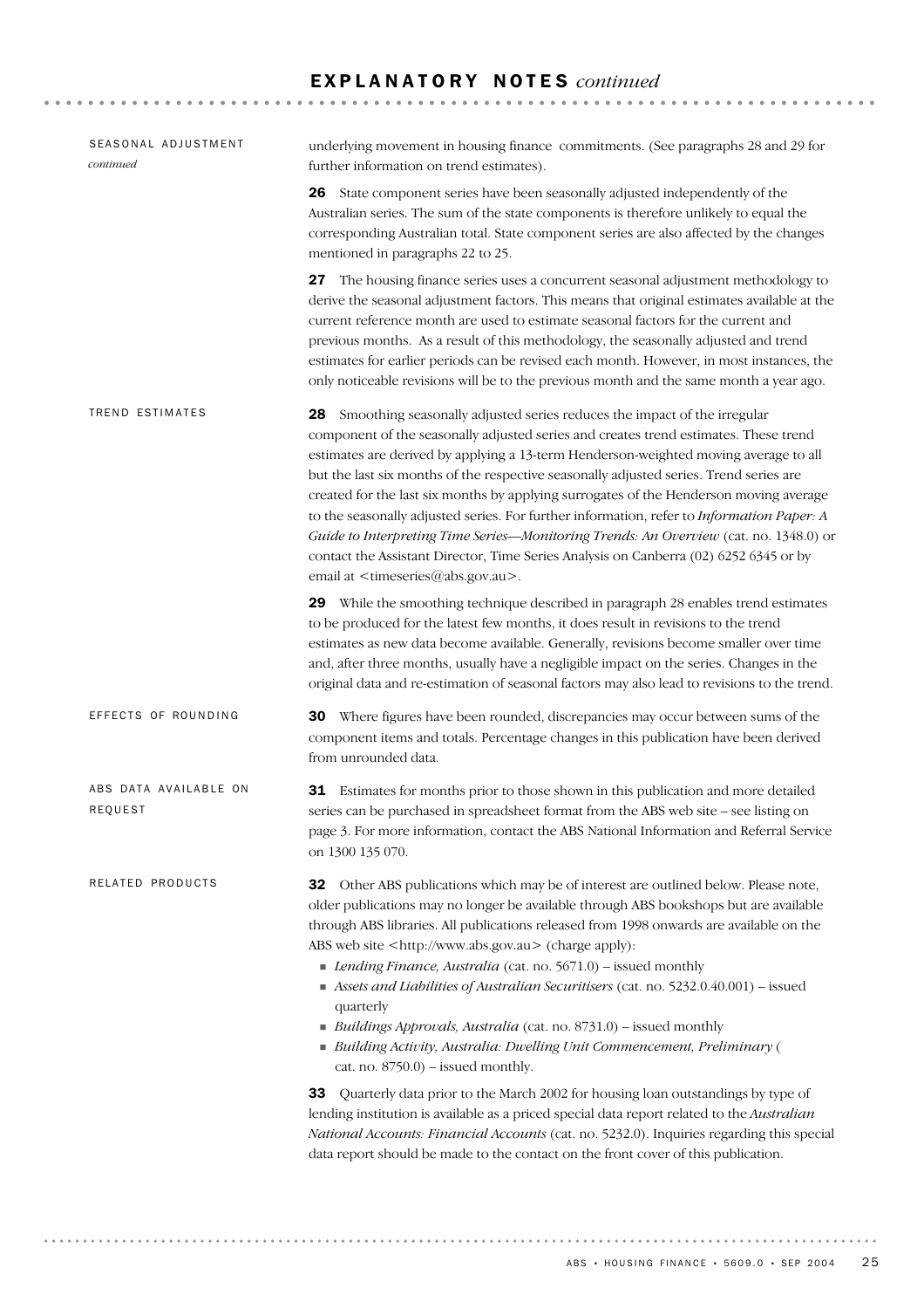## EXPLANATORY NOTES *continued*

SEASONAL ADJUSTMENT *continued*

underlying movement in housing finance commitments. (See paragraphs 28 and 29 for further information on trend estimates).

**26** State component series have been seasonally adjusted independently of the Australian series. The sum of the state components is therefore unlikely to equal the corresponding Australian total. State component series are also affected by the changes mentioned in paragraphs 22 to 25.

**27** The housing finance series uses a concurrent seasonal adjustment methodology to derive the seasonal adjustment factors. This means that original estimates available at the current reference month are used to estimate seasonal factors for the current and previous months. As a result of this methodology, the seasonally adjusted and trend estimates for earlier periods can be revised each month. However, in most instances, the only noticeable revisions will be to the previous month and the same month a year ago.

### TREND ESTIMATES

**28** Smoothing seasonally adjusted series reduces the impact of the irregular component of the seasonally adjusted series and creates trend estimates. These trend estimates are derived by applying a 13-term Henderson-weighted moving average to all but the last six months of the respective seasonally adjusted series. Trend series are created for the last six months by applying surrogates of the Henderson moving average to the seasonally adjusted series. For further information, refer to *Information Paper: A Guide to Interpreting Time Series—Monitoring Trends: An Overview* (cat. no. 1348.0) or contact the Assistant Director, Time Series Analysis on Canberra (02) 6252 6345 or by email at <timeseries@abs.gov.au>.

**29** While the smoothing technique described in paragraph 28 enables trend estimates to be produced for the latest few months, it does result in revisions to the trend estimates as new data become available. Generally, revisions become smaller over time and, after three months, usually have a negligible impact on the series. Changes in the original data and re-estimation of seasonal factors may also lead to revisions to the trend.

### EFFECTS OF ROUNDING

**30** Where figures have been rounded, discrepancies may occur between sums of the component items and totals. Percentage changes in this publication have been derived from unrounded data.

### ABS DATA AVAILABLE ON REQUEST

**31** Estimates for months prior to those shown in this publication and more detailed series can be purchased in spreadsheet format from the ABS web site – see listing on page 3. For more information, contact the ABS National Information and Referral Service on 1300 135 070.

### RELATED PRODUCTS

**32** Other ABS publications which may be of interest are outlined below. Please note, older publications may no longer be available through ABS bookshops but are available through ABS libraries. All publications released from 1998 onwards are available on the ABS web site <http://www.abs.gov.au> (charge apply):

- *Lending Finance, Australia* (cat. no. 5671.0) – issued monthly
- *Assets and Liabilities of Australian Securitisers* (cat. no. 5232.0.40.001) – issued quarterly
- *Buildings Approvals, Australia* (cat. no. 8731.0) – issued monthly
- *Building Activity, Australia: Dwelling Unit Commencement, Preliminary* ( cat. no. 8750.0) – issued monthly.

**33** Quarterly data prior to the March 2002 for housing loan outstandings by type of lending institution is available as a priced special data report related to the *Australian National Accounts: Financial Accounts* (cat. no. 5232.0). Inquiries regarding this special data report should be made to the contact on the front cover of this publication.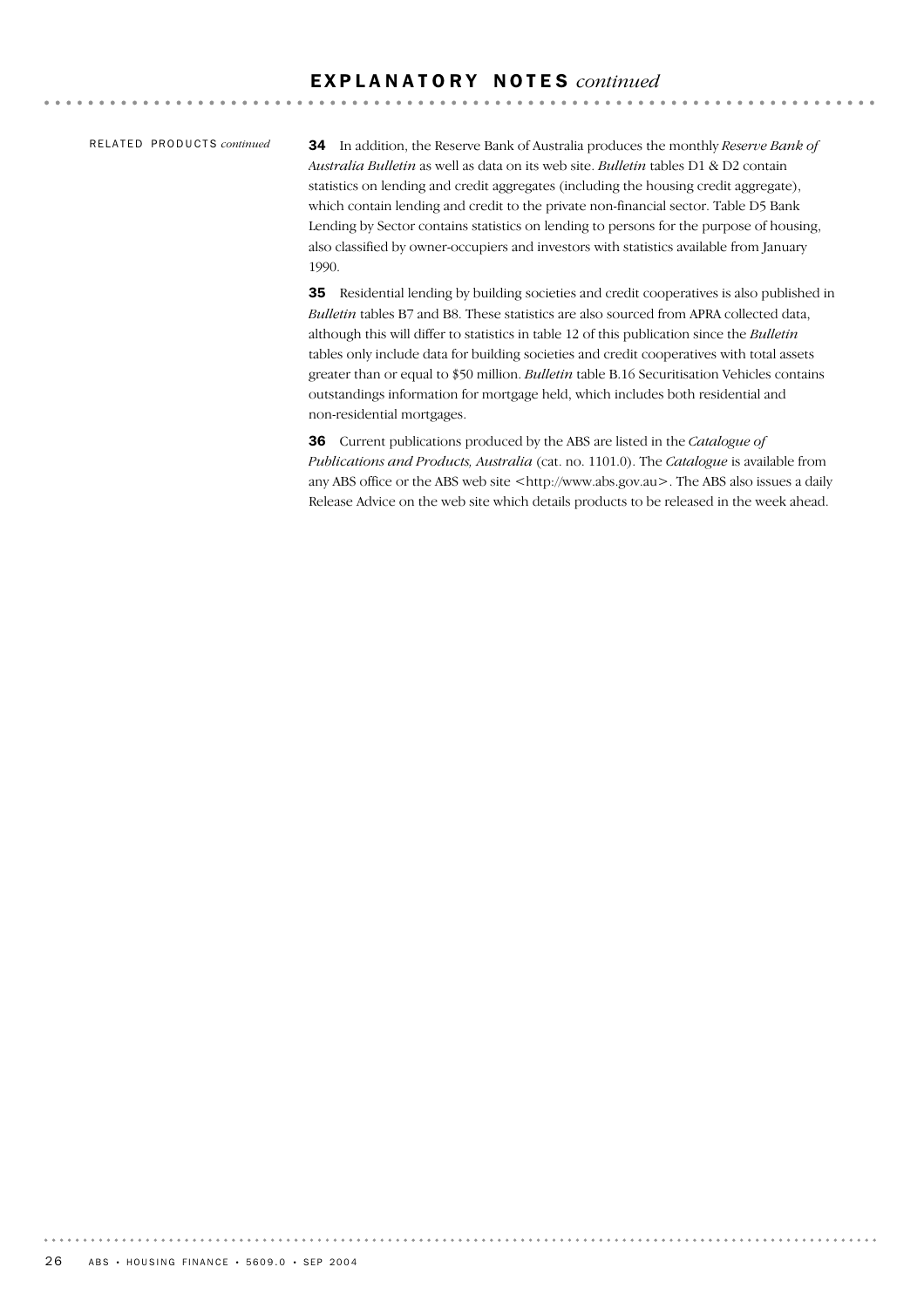## EXPLANATORY NOTES *continued*

RELATED PRODUCTS *continued*

**34** In addition, the Reserve Bank of Australia produces the monthly *Reserve Bank of Australia Bulletin* as well as data on its web site. *Bulletin* tables D1 & D2 contain statistics on lending and credit aggregates (including the housing credit aggregate), which contain lending and credit to the private non-financial sector. Table D5 Bank Lending by Sector contains statistics on lending to persons for the purpose of housing, also classified by owner-occupiers and investors with statistics available from January 1990.

**35** Residential lending by building societies and credit cooperatives is also published in *Bulletin* tables B7 and B8. These statistics are also sourced from APRA collected data, although this will differ to statistics in table 12 of this publication since the *Bulletin* tables only include data for building societies and credit cooperatives with total assets greater than or equal to $50 million. *Bulletin* table B.16 Securitisation Vehicles contains outstandings information for mortgage held, which includes both residential and non-residential mortgages.

**36** Current publications produced by the ABS are listed in the *Catalogue of Publications and Products, Australia* (cat. no. 1101.0). The *Catalogue* is available from any ABS office or the ABS web site <http://www.abs.gov.au>. The ABS also issues a daily Release Advice on the web site which details products to be released in the week ahead.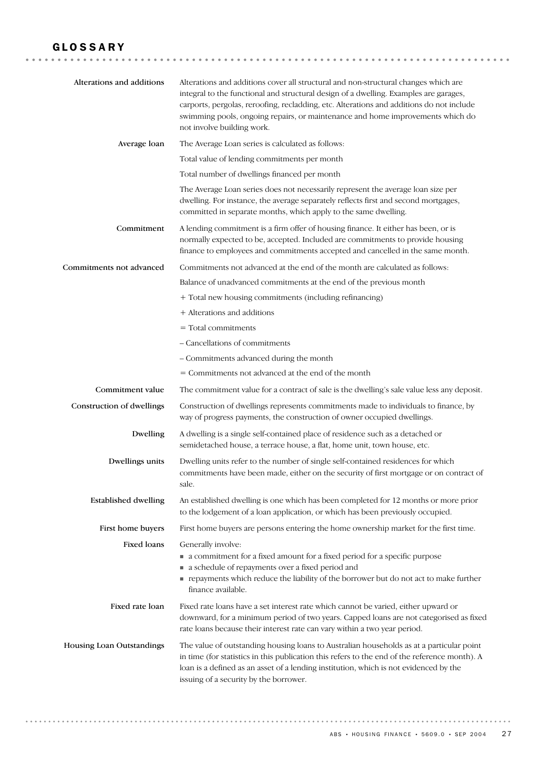# GLOSSARY

**Alterations and additions**

Alterations and additions cover all structural and non-structural changes which are integral to the functional and structural design of a dwelling. Examples are garages, carports, pergolas, reroofing, recladding, etc. Alterations and additions do not include swimming pools, ongoing repairs, or maintenance and home improvements which do not involve building work.

**Average loan**

The Average Loan series is calculated as follows:

Total value of lending commitments per month

Total number of dwellings financed per month

The Average Loan series does not necessarily represent the average loan size per dwelling. For instance, the average separately reflects first and second mortgages, committed in separate months, which apply to the same dwelling.

**Commitment**

A lending commitment is a firm offer of housing finance. It either has been, or is normally expected to be, accepted. Included are commitments to provide housing finance to employees and commitments accepted and cancelled in the same month.

**Commitments not advanced**

Commitments not advanced at the end of the month are calculated as follows:

Balance of unadvanced commitments at the end of the previous month

+ Total new housing commitments (including refinancing)

+ Alterations and additions

= Total commitments

– Cancellations of commitments

– Commitments advanced during the month

= Commitments not advanced at the end of the month

**Commitment value**

The commitment value for a contract of sale is the dwelling's sale value less any deposit.

**Construction of dwellings**

Construction of dwellings represents commitments made to individuals to finance, by way of progress payments, the construction of owner occupied dwellings.

**Dwelling**

A dwelling is a single self-contained place of residence such as a detached or semidetached house, a terrace house, a flat, home unit, town house, etc.

**Dwellings units**

Dwelling units refer to the number of single self-contained residences for which commitments have been made, either on the security of first mortgage or on contract of sale.

**Established dwelling**

An established dwelling is one which has been completed for 12 months or more prior to the lodgement of a loan application, or which has been previously occupied.

**First home buyers**

First home buyers are persons entering the home ownership market for the first time.

**Fixed loans**

Generally involve:

- a commitment for a fixed amount for a fixed period for a specific purpose
- a schedule of repayments over a fixed period and
- repayments which reduce the liability of the borrower but do not act to make further finance available.

**Fixed rate loan**

Fixed rate loans have a set interest rate which cannot be varied, either upward or downward, for a minimum period of two years. Capped loans are not categorised as fixed rate loans because their interest rate can vary within a two year period.

**Housing Loan Outstandings**

The value of outstanding housing loans to Australian households as at a particular point in time (for statistics in this publication this refers to the end of the reference month). A loan is a defined as an asset of a lending institution, which is not evidenced by the issuing of a security by the borrower.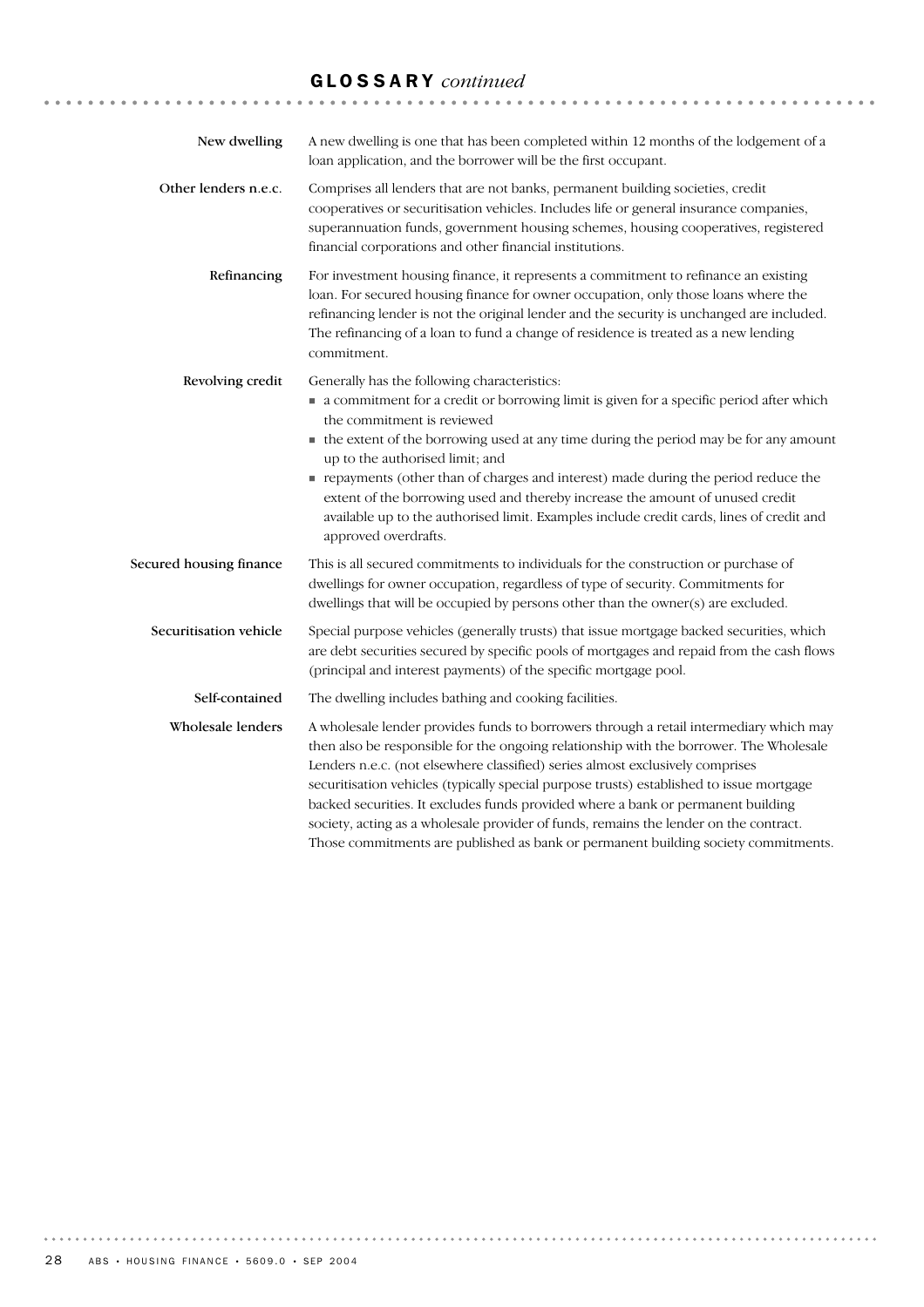## GLOSSARY *continued*

**New dwelling**
A new dwelling is one that has been completed within 12 months of the lodgement of a loan application, and the borrower will be the first occupant.

**Other lenders n.e.c.**
Comprises all lenders that are not banks, permanent building societies, credit cooperatives or securitisation vehicles. Includes life or general insurance companies, superannuation funds, government housing schemes, housing cooperatives, registered financial corporations and other financial institutions.

**Refinancing**
For investment housing finance, it represents a commitment to refinance an existing loan. For secured housing finance for owner occupation, only those loans where the refinancing lender is not the original lender and the security is unchanged are included. The refinancing of a loan to fund a change of residence is treated as a new lending commitment.

**Revolving credit**
Generally has the following characteristics:

- a commitment for a credit or borrowing limit is given for a specific period after which the commitment is reviewed
- the extent of the borrowing used at any time during the period may be for any amount up to the authorised limit; and
- repayments (other than of charges and interest) made during the period reduce the extent of the borrowing used and thereby increase the amount of unused credit available up to the authorised limit. Examples include credit cards, lines of credit and approved overdrafts.

**Secured housing finance**
This is all secured commitments to individuals for the construction or purchase of dwellings for owner occupation, regardless of type of security. Commitments for dwellings that will be occupied by persons other than the owner(s) are excluded.

**Securitisation vehicle**
Special purpose vehicles (generally trusts) that issue mortgage backed securities, which are debt securities secured by specific pools of mortgages and repaid from the cash flows (principal and interest payments) of the specific mortgage pool.

**Self-contained**
The dwelling includes bathing and cooking facilities.

**Wholesale lenders**
A wholesale lender provides funds to borrowers through a retail intermediary which may then also be responsible for the ongoing relationship with the borrower. The Wholesale Lenders n.e.c. (not elsewhere classified) series almost exclusively comprises securitisation vehicles (typically special purpose trusts) established to issue mortgage backed securities. It excludes funds provided where a bank or permanent building society, acting as a wholesale provider of funds, remains the lender on the contract. Those commitments are published as bank or permanent building society commitments.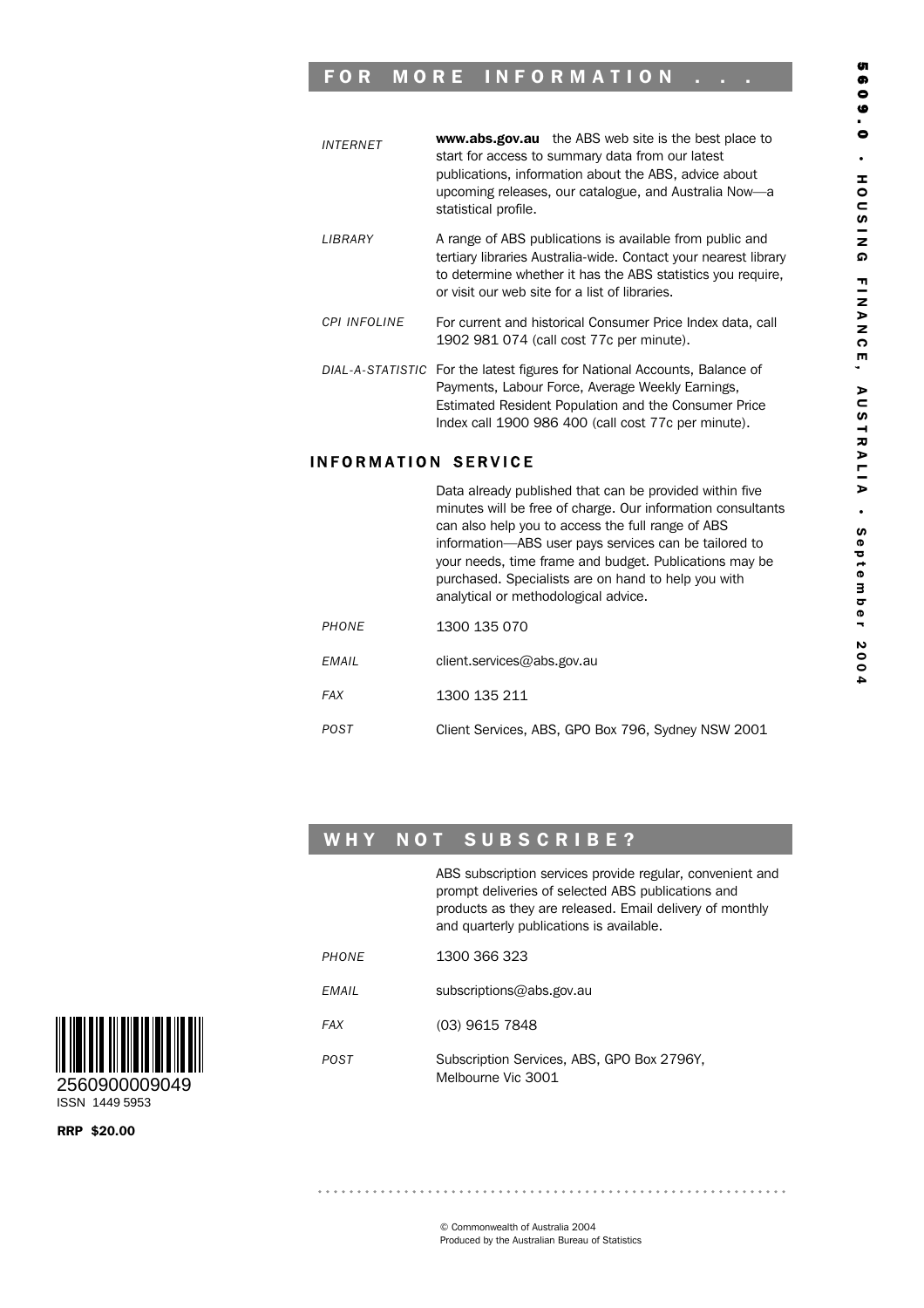# FOR MORE INFORMATION . . .

| | |
|---|---|
| *INTERNET* | **www.abs.gov.au** the ABS web site is the best place to start for access to summary data from our latest publications, information about the ABS, advice about upcoming releases, our catalogue, and Australia Now—a statistical profile. |
| *LIBRARY* | A range of ABS publications is available from public and tertiary libraries Australia-wide. Contact your nearest library to determine whether it has the ABS statistics you require, or visit our web site for a list of libraries. |
| *CPI INFOLINE* | For current and historical Consumer Price Index data, call 1902 981 074 (call cost 77c per minute). |
| *DIAL-A-STATISTIC* | For the latest figures for National Accounts, Balance of Payments, Labour Force, Average Weekly Earnings, Estimated Resident Population and the Consumer Price Index call 1900 986 400 (call cost 77c per minute). |

## INFORMATION SERVICE

Data already published that can be provided within five minutes will be free of charge. Our information consultants can also help you to access the full range of ABS information—ABS user pays services can be tailored to your needs, time frame and budget. Publications may be purchased. Specialists are on hand to help you with analytical or methodological advice.

| | |
|---|---|
| *PHONE* | 1300 135 070 |
| *EMAIL* | client.services@abs.gov.au |
| *FAX* | 1300 135 211 |
| *POST* | Client Services, ABS, GPO Box 796, Sydney NSW 2001 |

# WHY NOT SUBSCRIBE?

ABS subscription services provide regular, convenient and prompt deliveries of selected ABS publications and products as they are released. Email delivery of monthly and quarterly publications is available.

| | |
|---|---|
| *PHONE* | 1300 366 323 |
| *EMAIL* | subscriptions@abs.gov.au |
| *FAX* | (03) 9615 7848 |
| *POST* | Subscription Services, ABS, GPO Box 2796Y, Melbourne Vic 3001 |

2560900009049

ISSN 1449 5953

**RRP $20.00**

© Commonwealth of Australia 2004
Produced by the Australian Bureau of Statistics